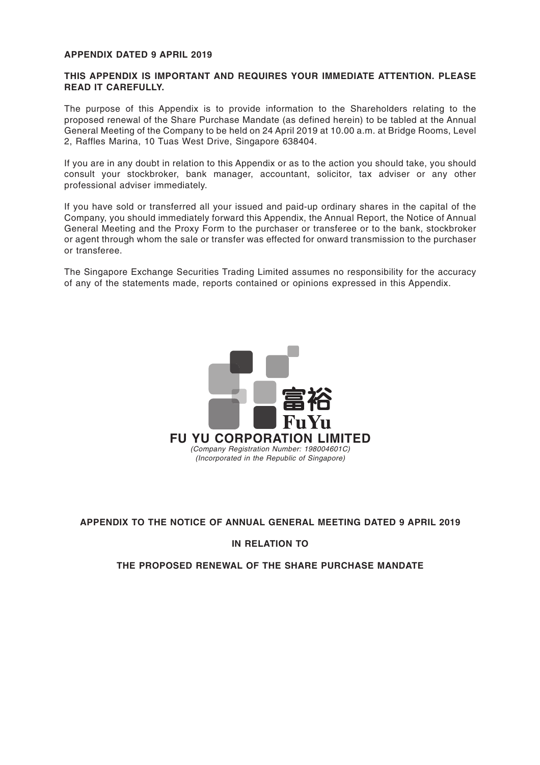**APPENDIX DATED 9 APRIL 2019**

**THIS APPENDIX IS IMPORTANT AND REQUIRES YOUR IMMEDIATE ATTENTION. PLEASE READ IT CAREFULLY.**

The purpose of this Appendix is to provide information to the Shareholders relating to the proposed renewal of the Share Purchase Mandate (as defined herein) to be tabled at the Annual General Meeting of the Company to be held on 24 April 2019 at 10.00 a.m. at Bridge Rooms, Level 2, Raffles Marina, 10 Tuas West Drive, Singapore 638404.

If you are in any doubt in relation to this Appendix or as to the action you should take, you should consult your stockbroker, bank manager, accountant, solicitor, tax adviser or any other professional adviser immediately.

If you have sold or transferred all your issued and paid-up ordinary shares in the capital of the Company, you should immediately forward this Appendix, the Annual Report, the Notice of Annual General Meeting and the Proxy Form to the purchaser or transferee or to the bank, stockbroker or agent through whom the sale or transfer was effected for onward transmission to the purchaser or transferee.

The Singapore Exchange Securities Trading Limited assumes no responsibility for the accuracy of any of the statements made, reports contained or opinions expressed in this Appendix.

富裕
FuYu

**FU YU CORPORATION LIMITED**

*(Company Registration Number: 198004601C)*
*(Incorporated in the Republic of Singapore)*

**APPENDIX TO THE NOTICE OF ANNUAL GENERAL MEETING DATED 9 APRIL 2019**

**IN RELATION TO**

**THE PROPOSED RENEWAL OF THE SHARE PURCHASE MANDATE**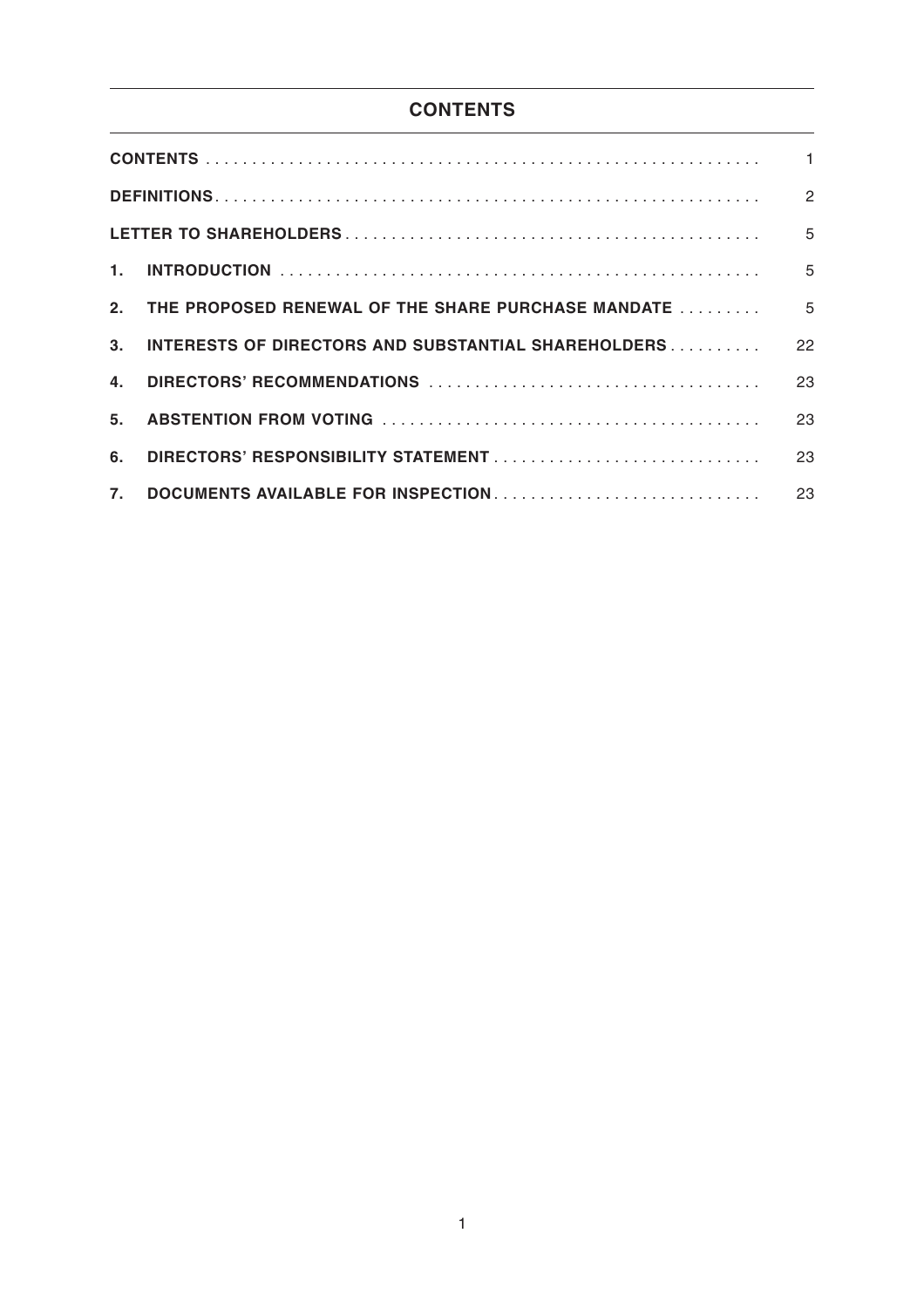# CONTENTS

| | | |
|---|---|---|
| **CONTENTS** | | 1 |
| **DEFINITIONS** | | 2 |
| **LETTER TO SHAREHOLDERS** | | 5 |
| **1.** | **INTRODUCTION** | 5 |
| **2.** | **THE PROPOSED RENEWAL OF THE SHARE PURCHASE MANDATE** | 5 |
| **3.** | **INTERESTS OF DIRECTORS AND SUBSTANTIAL SHAREHOLDERS** | 22 |
| **4.** | **DIRECTORS' RECOMMENDATIONS** | 23 |
| **5.** | **ABSTENTION FROM VOTING** | 23 |
| **6.** | **DIRECTORS' RESPONSIBILITY STATEMENT** | 23 |
| **7.** | **DOCUMENTS AVAILABLE FOR INSPECTION** | 23 |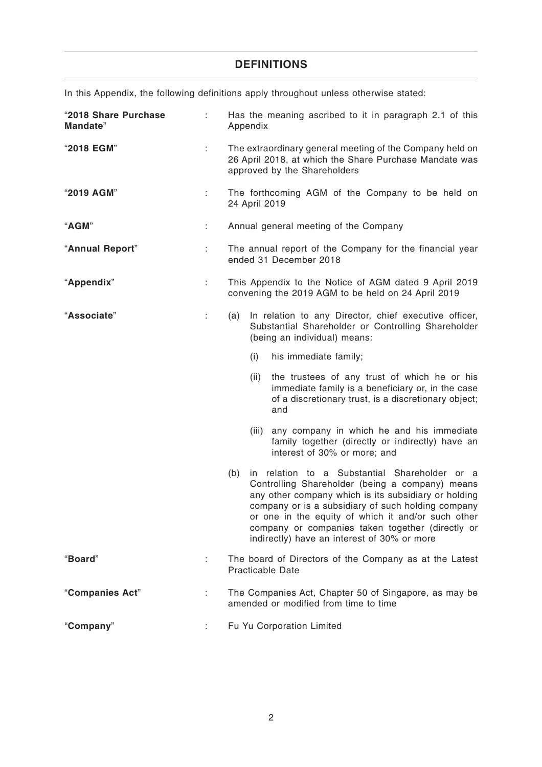## DEFINITIONS

In this Appendix, the following definitions apply throughout unless otherwise stated:

| | | |
|---|---|---|
| "**2018 Share Purchase Mandate**" | : | Has the meaning ascribed to it in paragraph 2.1 of this Appendix |
| "**2018 EGM**" | : | The extraordinary general meeting of the Company held on 26 April 2018, at which the Share Purchase Mandate was approved by the Shareholders |
| "**2019 AGM**" | : | The forthcoming AGM of the Company to be held on 24 April 2019 |
| "**AGM**" | : | Annual general meeting of the Company |
| "**Annual Report**" | : | The annual report of the Company for the financial year ended 31 December 2018 |
| "**Appendix**" | : | This Appendix to the Notice of AGM dated 9 April 2019 convening the 2019 AGM to be held on 24 April 2019 |
| "**Associate**" | : | (a) In relation to any Director, chief executive officer, Substantial Shareholder or Controlling Shareholder (being an individual) means:<br><br>(i) his immediate family;<br><br>(ii) the trustees of any trust of which he or his immediate family is a beneficiary or, in the case of a discretionary trust, is a discretionary object; and<br><br>(iii) any company in which he and his immediate family together (directly or indirectly) have an interest of 30% or more; and<br><br>(b) in relation to a Substantial Shareholder or a Controlling Shareholder (being a company) means any other company which is its subsidiary or holding company or is a subsidiary of such holding company or one in the equity of which it and/or such other company or companies taken together (directly or indirectly) have an interest of 30% or more |
| "**Board**" | : | The board of Directors of the Company as at the Latest Practicable Date |
| "**Companies Act**" | : | The Companies Act, Chapter 50 of Singapore, as may be amended or modified from time to time |
| "**Company**" | : | Fu Yu Corporation Limited |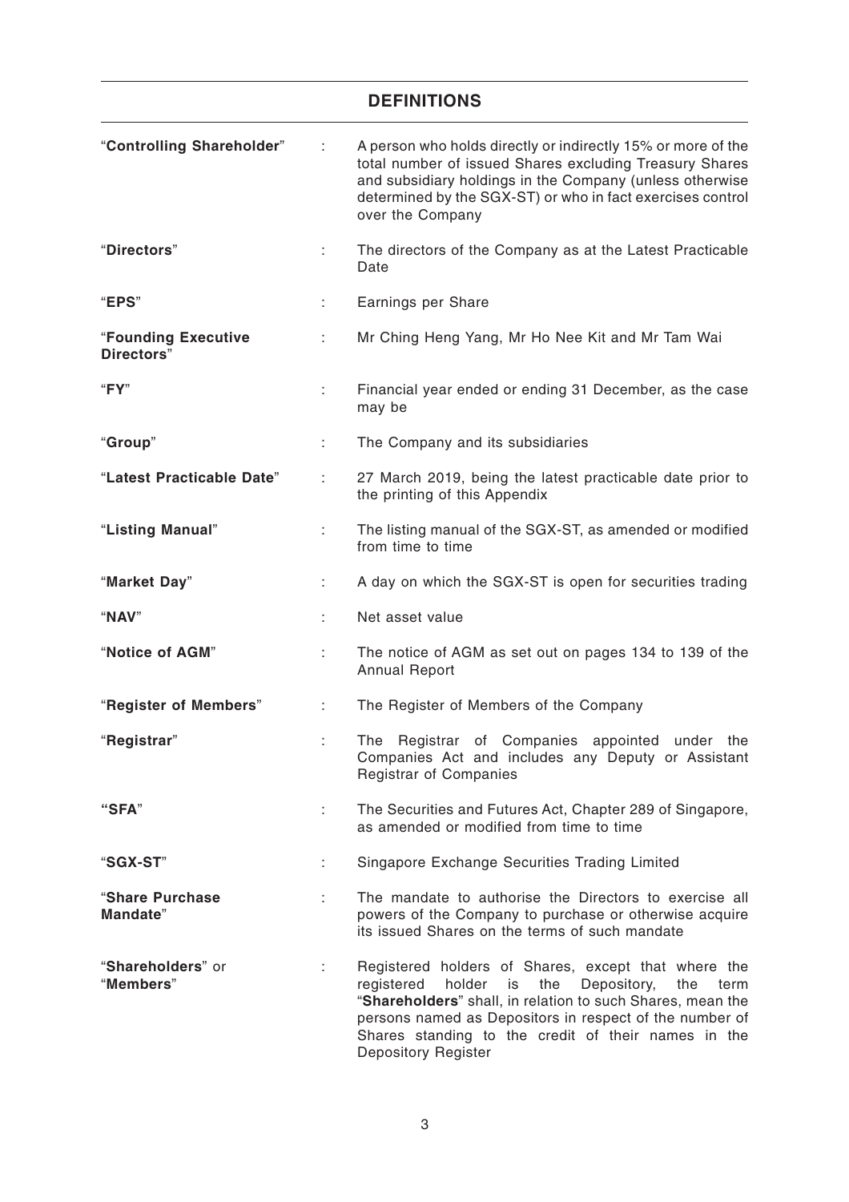## DEFINITIONS

| | | |
|---|---|---|
| "**Controlling Shareholder**" | : | A person who holds directly or indirectly 15% or more of the total number of issued Shares excluding Treasury Shares and subsidiary holdings in the Company (unless otherwise determined by the SGX-ST) or who in fact exercises control over the Company |
| "**Directors**" | : | The directors of the Company as at the Latest Practicable Date |
| "**EPS**" | : | Earnings per Share |
| "**Founding Executive Directors**" | : | Mr Ching Heng Yang, Mr Ho Nee Kit and Mr Tam Wai |
| "**FY**" | : | Financial year ended or ending 31 December, as the case may be |
| "**Group**" | : | The Company and its subsidiaries |
| "**Latest Practicable Date**" | : | 27 March 2019, being the latest practicable date prior to the printing of this Appendix |
| "**Listing Manual**" | : | The listing manual of the SGX-ST, as amended or modified from time to time |
| "**Market Day**" | : | A day on which the SGX-ST is open for securities trading |
| "**NAV**" | : | Net asset value |
| "**Notice of AGM**" | : | The notice of AGM as set out on pages 134 to 139 of the Annual Report |
| "**Register of Members**" | : | The Register of Members of the Company |
| "**Registrar**" | : | The Registrar of Companies appointed under the Companies Act and includes any Deputy or Assistant Registrar of Companies |
| "**SFA**" | : | The Securities and Futures Act, Chapter 289 of Singapore, as amended or modified from time to time |
| "**SGX-ST**" | : | Singapore Exchange Securities Trading Limited |
| "**Share Purchase Mandate**" | : | The mandate to authorise the Directors to exercise all powers of the Company to purchase or otherwise acquire its issued Shares on the terms of such mandate |
| "**Shareholders**" or "**Members**" | : | Registered holders of Shares, except that where the registered holder is the Depository, the term "**Shareholders**" shall, in relation to such Shares, mean the persons named as Depositors in respect of the number of Shares standing to the credit of their names in the Depository Register |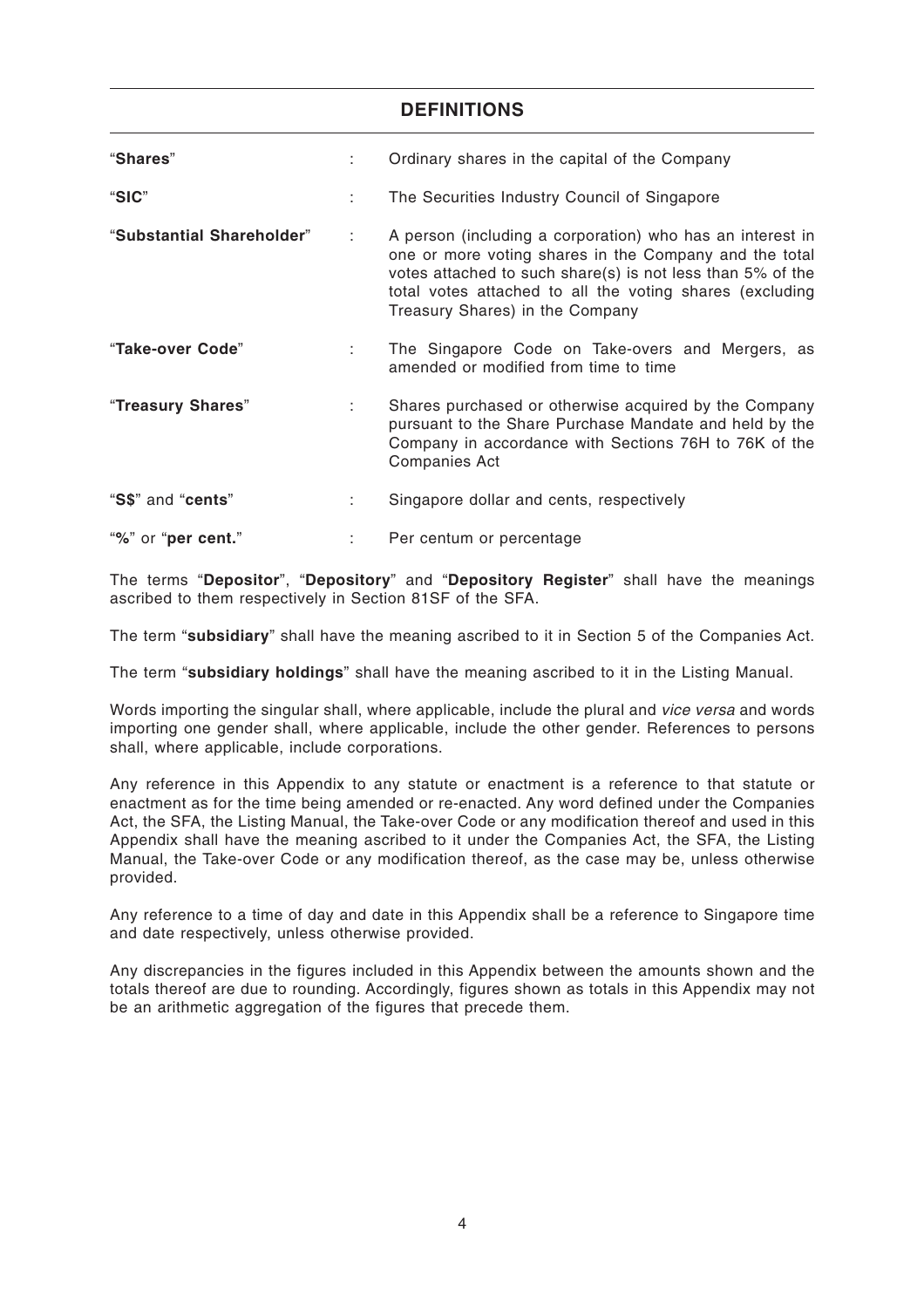## DEFINITIONS

| | | |
|---|---|---|
| "**Shares**" | : | Ordinary shares in the capital of the Company |
| "**SIC**" | : | The Securities Industry Council of Singapore |
| "**Substantial Shareholder**" | : | A person (including a corporation) who has an interest in one or more voting shares in the Company and the total votes attached to such share(s) is not less than 5% of the total votes attached to all the voting shares (excluding Treasury Shares) in the Company |
| "**Take-over Code**" | : | The Singapore Code on Take-overs and Mergers, as amended or modified from time to time |
| "**Treasury Shares**" | : | Shares purchased or otherwise acquired by the Company pursuant to the Share Purchase Mandate and held by the Company in accordance with Sections 76H to 76K of the Companies Act |
| "**S$**" and "**cents**" | : | Singapore dollar and cents, respectively |
| "**%**" or "**per cent.**" | : | Per centum or percentage |

The terms "**Depositor**", "**Depository**" and "**Depository Register**" shall have the meanings ascribed to them respectively in Section 81SF of the SFA.

The term "**subsidiary**" shall have the meaning ascribed to it in Section 5 of the Companies Act.

The term "**subsidiary holdings**" shall have the meaning ascribed to it in the Listing Manual.

Words importing the singular shall, where applicable, include the plural and *vice versa* and words importing one gender shall, where applicable, include the other gender. References to persons shall, where applicable, include corporations.

Any reference in this Appendix to any statute or enactment is a reference to that statute or enactment as for the time being amended or re-enacted. Any word defined under the Companies Act, the SFA, the Listing Manual, the Take-over Code or any modification thereof and used in this Appendix shall have the meaning ascribed to it under the Companies Act, the SFA, the Listing Manual, the Take-over Code or any modification thereof, as the case may be, unless otherwise provided.

Any reference to a time of day and date in this Appendix shall be a reference to Singapore time and date respectively, unless otherwise provided.

Any discrepancies in the figures included in this Appendix between the amounts shown and the totals thereof are due to rounding. Accordingly, figures shown as totals in this Appendix may not be an arithmetic aggregation of the figures that precede them.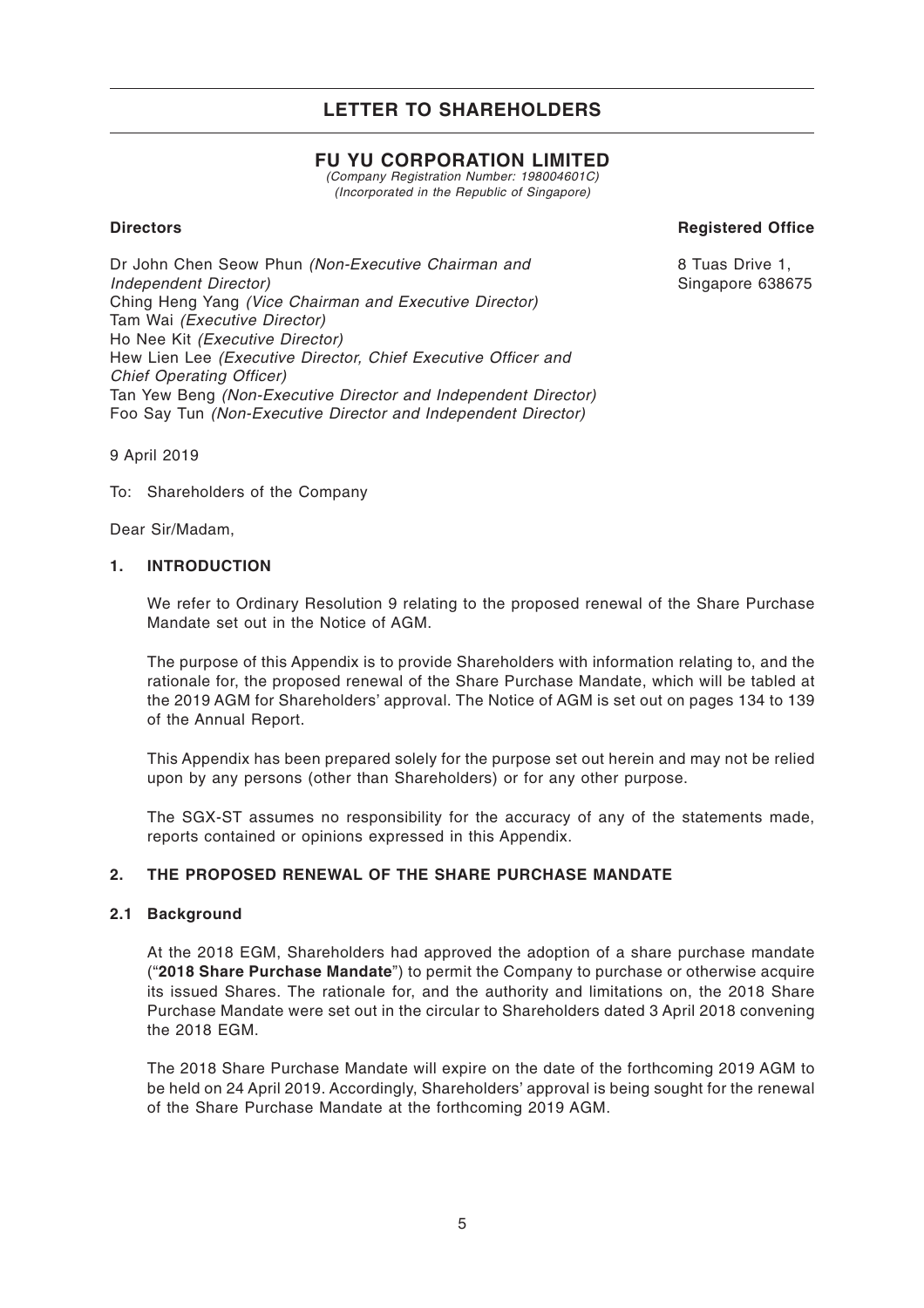# LETTER TO SHAREHOLDERS

## FU YU CORPORATION LIMITED

*(Company Registration Number: 198004601C)*
*(Incorporated in the Republic of Singapore)*

**Directors**

Dr John Chen Seow Phun *(Non-Executive Chairman and Independent Director)*
Ching Heng Yang *(Vice Chairman and Executive Director)*
Tam Wai *(Executive Director)*
Ho Nee Kit *(Executive Director)*
Hew Lien Lee *(Executive Director, Chief Executive Officer and Chief Operating Officer)*
Tan Yew Beng *(Non-Executive Director and Independent Director)*
Foo Say Tun *(Non-Executive Director and Independent Director)*

**Registered Office**

8 Tuas Drive 1,
Singapore 638675

9 April 2019

To: Shareholders of the Company

Dear Sir/Madam,

### 1. INTRODUCTION

We refer to Ordinary Resolution 9 relating to the proposed renewal of the Share Purchase Mandate set out in the Notice of AGM.

The purpose of this Appendix is to provide Shareholders with information relating to, and the rationale for, the proposed renewal of the Share Purchase Mandate, which will be tabled at the 2019 AGM for Shareholders' approval. The Notice of AGM is set out on pages 134 to 139 of the Annual Report.

This Appendix has been prepared solely for the purpose set out herein and may not be relied upon by any persons (other than Shareholders) or for any other purpose.

The SGX-ST assumes no responsibility for the accuracy of any of the statements made, reports contained or opinions expressed in this Appendix.

### 2. THE PROPOSED RENEWAL OF THE SHARE PURCHASE MANDATE

#### 2.1 Background

At the 2018 EGM, Shareholders had approved the adoption of a share purchase mandate ("**2018 Share Purchase Mandate**") to permit the Company to purchase or otherwise acquire its issued Shares. The rationale for, and the authority and limitations on, the 2018 Share Purchase Mandate were set out in the circular to Shareholders dated 3 April 2018 convening the 2018 EGM.

The 2018 Share Purchase Mandate will expire on the date of the forthcoming 2019 AGM to be held on 24 April 2019. Accordingly, Shareholders' approval is being sought for the renewal of the Share Purchase Mandate at the forthcoming 2019 AGM.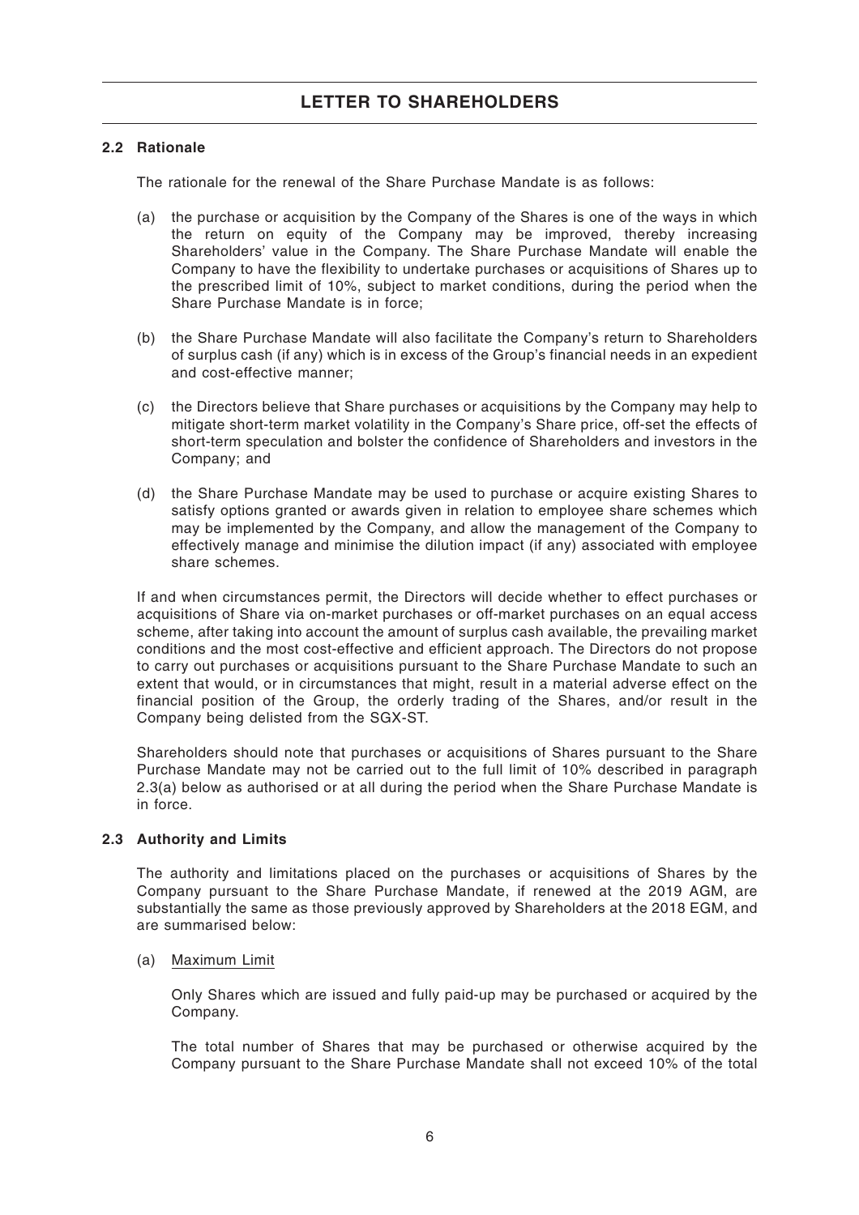### 2.2 Rationale

The rationale for the renewal of the Share Purchase Mandate is as follows:

(a) the purchase or acquisition by the Company of the Shares is one of the ways in which the return on equity of the Company may be improved, thereby increasing Shareholders' value in the Company. The Share Purchase Mandate will enable the Company to have the flexibility to undertake purchases or acquisitions of Shares up to the prescribed limit of 10%, subject to market conditions, during the period when the Share Purchase Mandate is in force;

(b) the Share Purchase Mandate will also facilitate the Company's return to Shareholders of surplus cash (if any) which is in excess of the Group's financial needs in an expedient and cost-effective manner;

(c) the Directors believe that Share purchases or acquisitions by the Company may help to mitigate short-term market volatility in the Company's Share price, off-set the effects of short-term speculation and bolster the confidence of Shareholders and investors in the Company; and

(d) the Share Purchase Mandate may be used to purchase or acquire existing Shares to satisfy options granted or awards given in relation to employee share schemes which may be implemented by the Company, and allow the management of the Company to effectively manage and minimise the dilution impact (if any) associated with employee share schemes.

If and when circumstances permit, the Directors will decide whether to effect purchases or acquisitions of Share via on-market purchases or off-market purchases on an equal access scheme, after taking into account the amount of surplus cash available, the prevailing market conditions and the most cost-effective and efficient approach. The Directors do not propose to carry out purchases or acquisitions pursuant to the Share Purchase Mandate to such an extent that would, or in circumstances that might, result in a material adverse effect on the financial position of the Group, the orderly trading of the Shares, and/or result in the Company being delisted from the SGX-ST.

Shareholders should note that purchases or acquisitions of Shares pursuant to the Share Purchase Mandate may not be carried out to the full limit of 10% described in paragraph 2.3(a) below as authorised or at all during the period when the Share Purchase Mandate is in force.

### 2.3 Authority and Limits

The authority and limitations placed on the purchases or acquisitions of Shares by the Company pursuant to the Share Purchase Mandate, if renewed at the 2019 AGM, are substantially the same as those previously approved by Shareholders at the 2018 EGM, and are summarised below:

(a) Maximum Limit

Only Shares which are issued and fully paid-up may be purchased or acquired by the Company.

The total number of Shares that may be purchased or otherwise acquired by the Company pursuant to the Share Purchase Mandate shall not exceed 10% of the total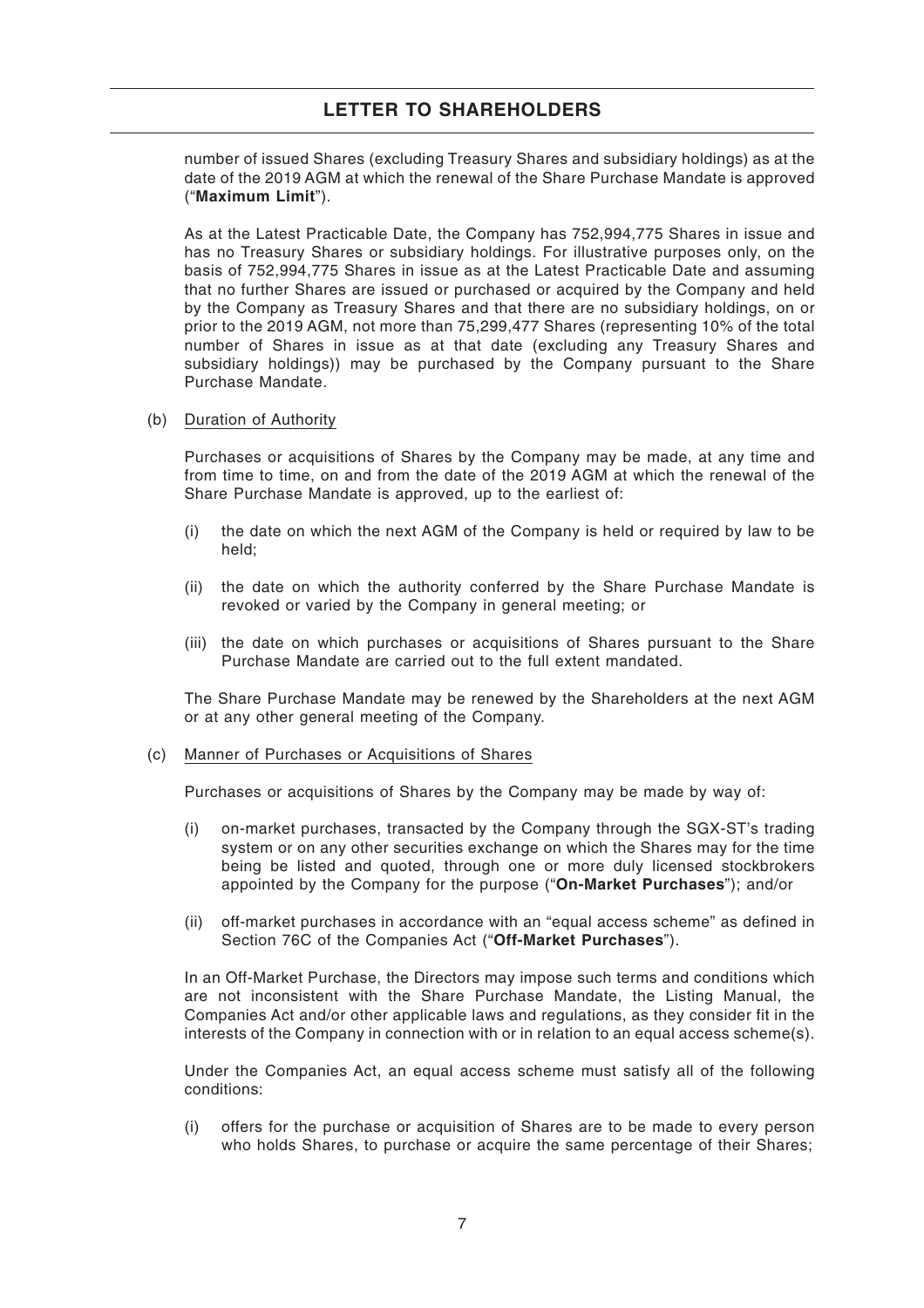number of issued Shares (excluding Treasury Shares and subsidiary holdings) as at the date of the 2019 AGM at which the renewal of the Share Purchase Mandate is approved ("**Maximum Limit**").

As at the Latest Practicable Date, the Company has 752,994,775 Shares in issue and has no Treasury Shares or subsidiary holdings. For illustrative purposes only, on the basis of 752,994,775 Shares in issue as at the Latest Practicable Date and assuming that no further Shares are issued or purchased or acquired by the Company and held by the Company as Treasury Shares and that there are no subsidiary holdings, on or prior to the 2019 AGM, not more than 75,299,477 Shares (representing 10% of the total number of Shares in issue as at that date (excluding any Treasury Shares and subsidiary holdings)) may be purchased by the Company pursuant to the Share Purchase Mandate.

(b) <u>Duration of Authority</u>

Purchases or acquisitions of Shares by the Company may be made, at any time and from time to time, on and from the date of the 2019 AGM at which the renewal of the Share Purchase Mandate is approved, up to the earliest of:

(i) the date on which the next AGM of the Company is held or required by law to be held;

(ii) the date on which the authority conferred by the Share Purchase Mandate is revoked or varied by the Company in general meeting; or

(iii) the date on which purchases or acquisitions of Shares pursuant to the Share Purchase Mandate are carried out to the full extent mandated.

The Share Purchase Mandate may be renewed by the Shareholders at the next AGM or at any other general meeting of the Company.

(c) <u>Manner of Purchases or Acquisitions of Shares</u>

Purchases or acquisitions of Shares by the Company may be made by way of:

(i) on-market purchases, transacted by the Company through the SGX-ST's trading system or on any other securities exchange on which the Shares may for the time being be listed and quoted, through one or more duly licensed stockbrokers appointed by the Company for the purpose ("**On-Market Purchases**"); and/or

(ii) off-market purchases in accordance with an "equal access scheme" as defined in Section 76C of the Companies Act ("**Off-Market Purchases**").

In an Off-Market Purchase, the Directors may impose such terms and conditions which are not inconsistent with the Share Purchase Mandate, the Listing Manual, the Companies Act and/or other applicable laws and regulations, as they consider fit in the interests of the Company in connection with or in relation to an equal access scheme(s).

Under the Companies Act, an equal access scheme must satisfy all of the following conditions:

(i) offers for the purchase or acquisition of Shares are to be made to every person who holds Shares, to purchase or acquire the same percentage of their Shares;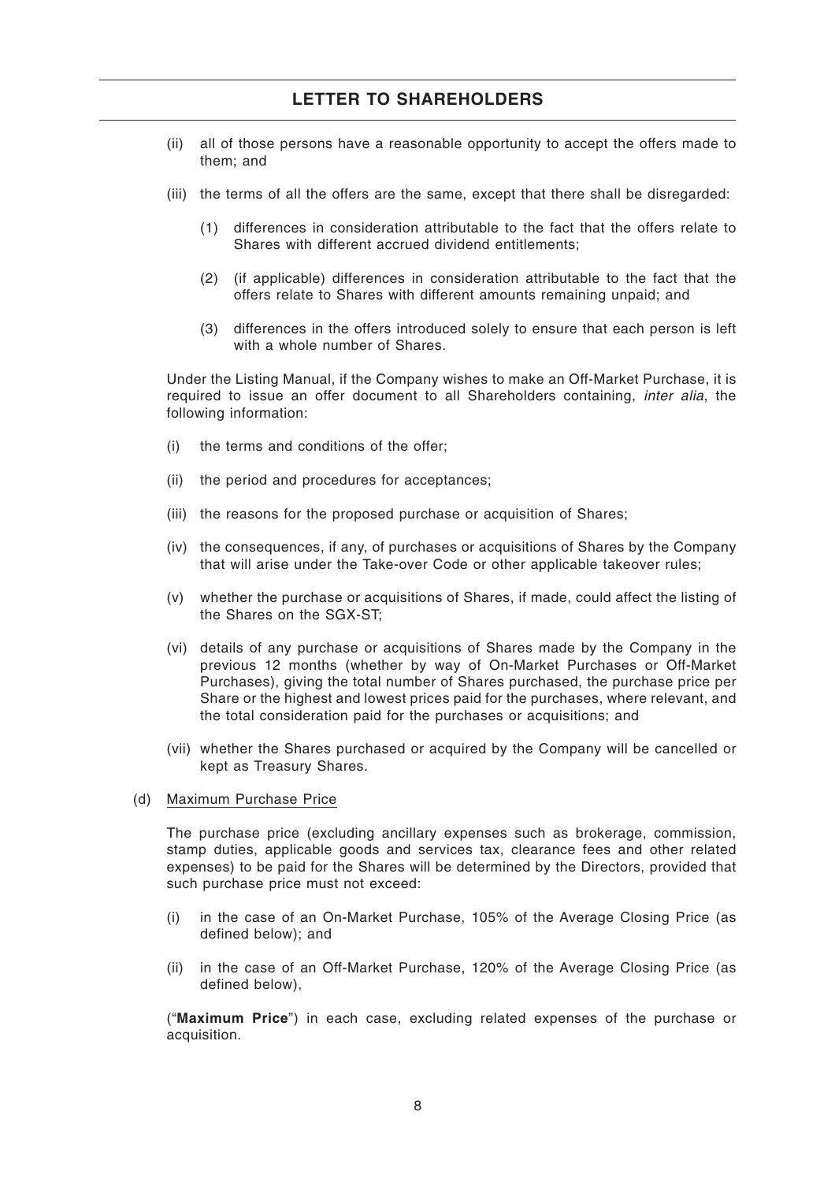(ii) all of those persons have a reasonable opportunity to accept the offers made to them; and

(iii) the terms of all the offers are the same, except that there shall be disregarded:

   (1) differences in consideration attributable to the fact that the offers relate to Shares with different accrued dividend entitlements;

   (2) (if applicable) differences in consideration attributable to the fact that the offers relate to Shares with different amounts remaining unpaid; and

   (3) differences in the offers introduced solely to ensure that each person is left with a whole number of Shares.

Under the Listing Manual, if the Company wishes to make an Off-Market Purchase, it is required to issue an offer document to all Shareholders containing, *inter alia*, the following information:

(i) the terms and conditions of the offer;

(ii) the period and procedures for acceptances;

(iii) the reasons for the proposed purchase or acquisition of Shares;

(iv) the consequences, if any, of purchases or acquisitions of Shares by the Company that will arise under the Take-over Code or other applicable takeover rules;

(v) whether the purchase or acquisitions of Shares, if made, could affect the listing of the Shares on the SGX-ST;

(vi) details of any purchase or acquisitions of Shares made by the Company in the previous 12 months (whether by way of On-Market Purchases or Off-Market Purchases), giving the total number of Shares purchased, the purchase price per Share or the highest and lowest prices paid for the purchases, where relevant, and the total consideration paid for the purchases or acquisitions; and

(vii) whether the Shares purchased or acquired by the Company will be cancelled or kept as Treasury Shares.

(d) Maximum Purchase Price

The purchase price (excluding ancillary expenses such as brokerage, commission, stamp duties, applicable goods and services tax, clearance fees and other related expenses) to be paid for the Shares will be determined by the Directors, provided that such purchase price must not exceed:

(i) in the case of an On-Market Purchase, 105% of the Average Closing Price (as defined below); and

(ii) in the case of an Off-Market Purchase, 120% of the Average Closing Price (as defined below),

("**Maximum Price**") in each case, excluding related expenses of the purchase or acquisition.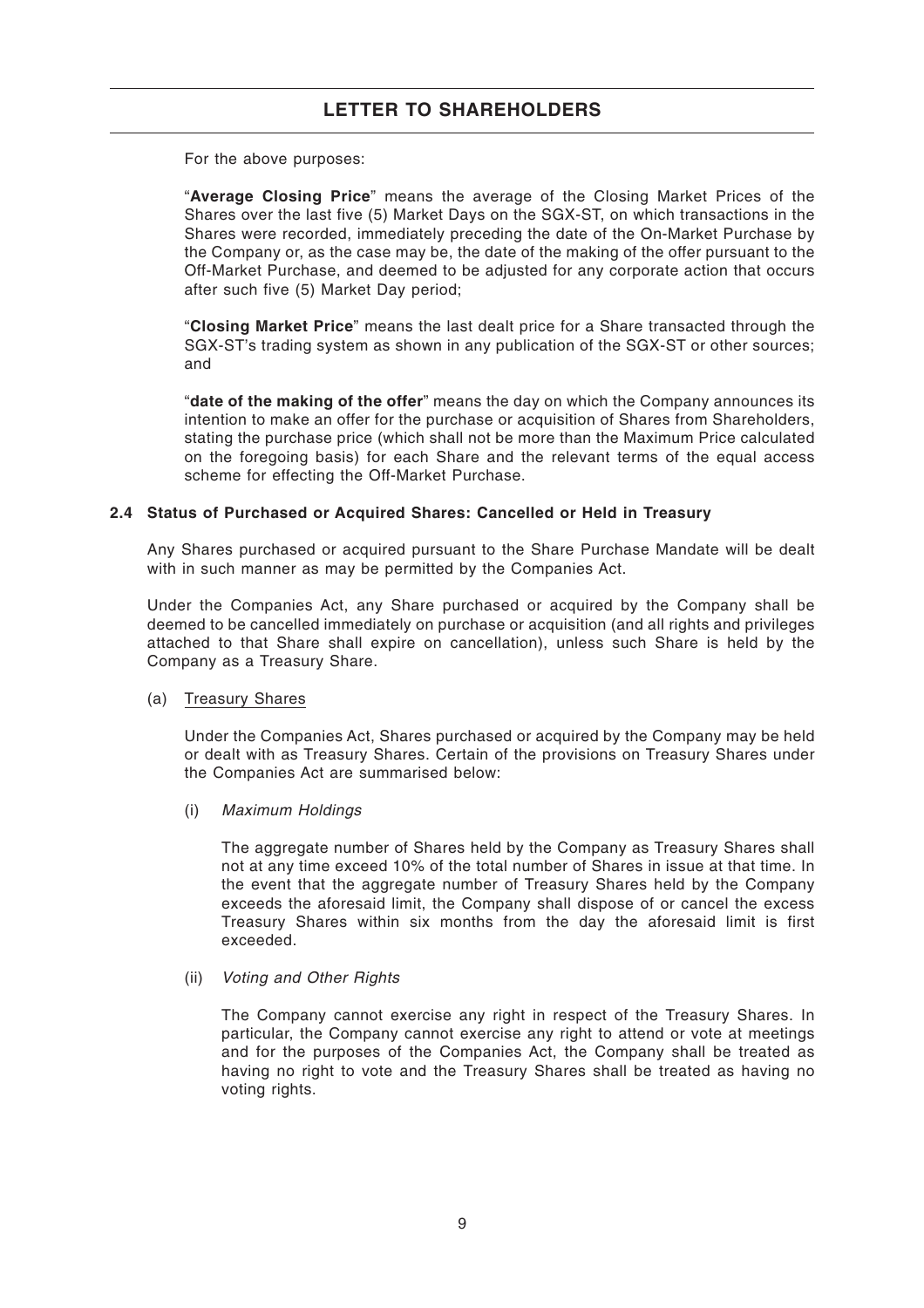For the above purposes:

"**Average Closing Price**" means the average of the Closing Market Prices of the Shares over the last five (5) Market Days on the SGX-ST, on which transactions in the Shares were recorded, immediately preceding the date of the On-Market Purchase by the Company or, as the case may be, the date of the making of the offer pursuant to the Off-Market Purchase, and deemed to be adjusted for any corporate action that occurs after such five (5) Market Day period;

"**Closing Market Price**" means the last dealt price for a Share transacted through the SGX-ST's trading system as shown in any publication of the SGX-ST or other sources; and

"**date of the making of the offer**" means the day on which the Company announces its intention to make an offer for the purchase or acquisition of Shares from Shareholders, stating the purchase price (which shall not be more than the Maximum Price calculated on the foregoing basis) for each Share and the relevant terms of the equal access scheme for effecting the Off-Market Purchase.

### 2.4 Status of Purchased or Acquired Shares: Cancelled or Held in Treasury

Any Shares purchased or acquired pursuant to the Share Purchase Mandate will be dealt with in such manner as may be permitted by the Companies Act.

Under the Companies Act, any Share purchased or acquired by the Company shall be deemed to be cancelled immediately on purchase or acquisition (and all rights and privileges attached to that Share shall expire on cancellation), unless such Share is held by the Company as a Treasury Share.

(a) Treasury Shares

Under the Companies Act, Shares purchased or acquired by the Company may be held or dealt with as Treasury Shares. Certain of the provisions on Treasury Shares under the Companies Act are summarised below:

(i) *Maximum Holdings*

The aggregate number of Shares held by the Company as Treasury Shares shall not at any time exceed 10% of the total number of Shares in issue at that time. In the event that the aggregate number of Treasury Shares held by the Company exceeds the aforesaid limit, the Company shall dispose of or cancel the excess Treasury Shares within six months from the day the aforesaid limit is first exceeded.

(ii) *Voting and Other Rights*

The Company cannot exercise any right in respect of the Treasury Shares. In particular, the Company cannot exercise any right to attend or vote at meetings and for the purposes of the Companies Act, the Company shall be treated as having no right to vote and the Treasury Shares shall be treated as having no voting rights.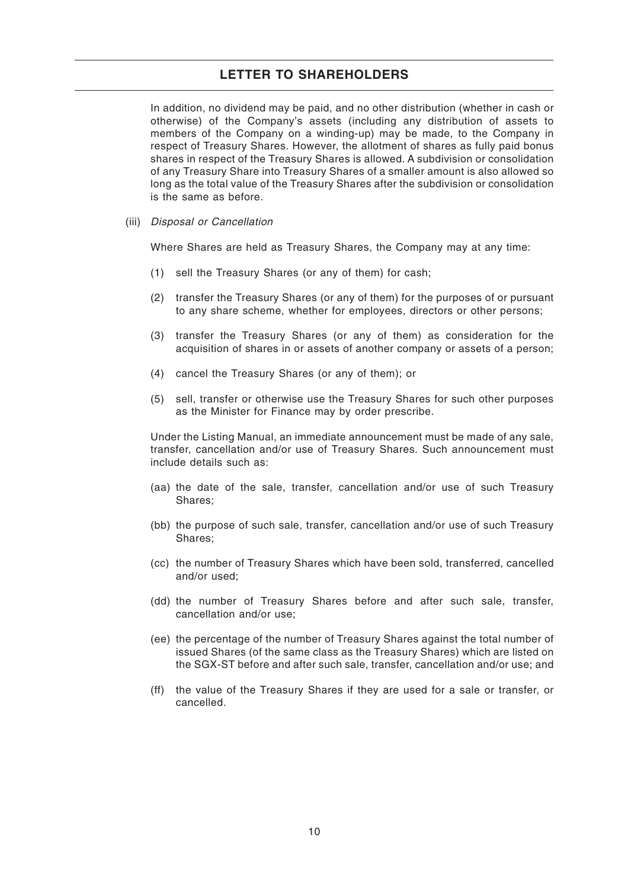In addition, no dividend may be paid, and no other distribution (whether in cash or otherwise) of the Company's assets (including any distribution of assets to members of the Company on a winding-up) may be made, to the Company in respect of Treasury Shares. However, the allotment of shares as fully paid bonus shares in respect of the Treasury Shares is allowed. A subdivision or consolidation of any Treasury Share into Treasury Shares of a smaller amount is also allowed so long as the total value of the Treasury Shares after the subdivision or consolidation is the same as before.

(iii) *Disposal or Cancellation*

Where Shares are held as Treasury Shares, the Company may at any time:

(1) sell the Treasury Shares (or any of them) for cash;

(2) transfer the Treasury Shares (or any of them) for the purposes of or pursuant to any share scheme, whether for employees, directors or other persons;

(3) transfer the Treasury Shares (or any of them) as consideration for the acquisition of shares in or assets of another company or assets of a person;

(4) cancel the Treasury Shares (or any of them); or

(5) sell, transfer or otherwise use the Treasury Shares for such other purposes as the Minister for Finance may by order prescribe.

Under the Listing Manual, an immediate announcement must be made of any sale, transfer, cancellation and/or use of Treasury Shares. Such announcement must include details such as:

(aa) the date of the sale, transfer, cancellation and/or use of such Treasury Shares;

(bb) the purpose of such sale, transfer, cancellation and/or use of such Treasury Shares;

(cc) the number of Treasury Shares which have been sold, transferred, cancelled and/or used;

(dd) the number of Treasury Shares before and after such sale, transfer, cancellation and/or use;

(ee) the percentage of the number of Treasury Shares against the total number of issued Shares (of the same class as the Treasury Shares) which are listed on the SGX-ST before and after such sale, transfer, cancellation and/or use; and

(ff) the value of the Treasury Shares if they are used for a sale or transfer, or cancelled.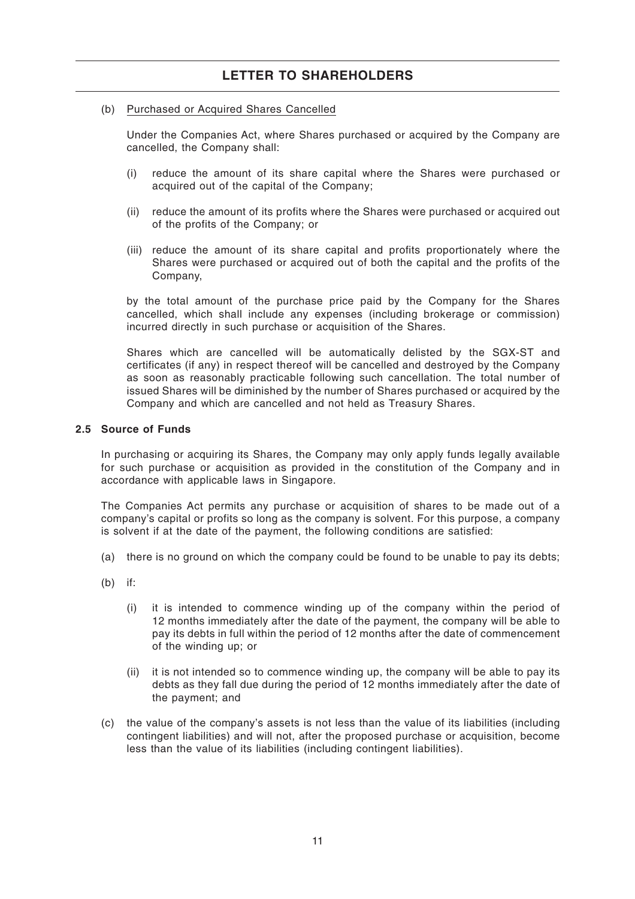(b) Purchased or Acquired Shares Cancelled

Under the Companies Act, where Shares purchased or acquired by the Company are cancelled, the Company shall:

(i) reduce the amount of its share capital where the Shares were purchased or acquired out of the capital of the Company;

(ii) reduce the amount of its profits where the Shares were purchased or acquired out of the profits of the Company; or

(iii) reduce the amount of its share capital and profits proportionately where the Shares were purchased or acquired out of both the capital and the profits of the Company,

by the total amount of the purchase price paid by the Company for the Shares cancelled, which shall include any expenses (including brokerage or commission) incurred directly in such purchase or acquisition of the Shares.

Shares which are cancelled will be automatically delisted by the SGX-ST and certificates (if any) in respect thereof will be cancelled and destroyed by the Company as soon as reasonably practicable following such cancellation. The total number of issued Shares will be diminished by the number of Shares purchased or acquired by the Company and which are cancelled and not held as Treasury Shares.

### 2.5 Source of Funds

In purchasing or acquiring its Shares, the Company may only apply funds legally available for such purchase or acquisition as provided in the constitution of the Company and in accordance with applicable laws in Singapore.

The Companies Act permits any purchase or acquisition of shares to be made out of a company's capital or profits so long as the company is solvent. For this purpose, a company is solvent if at the date of the payment, the following conditions are satisfied:

(a) there is no ground on which the company could be found to be unable to pay its debts;

(b) if:

(i) it is intended to commence winding up of the company within the period of 12 months immediately after the date of the payment, the company will be able to pay its debts in full within the period of 12 months after the date of commencement of the winding up; or

(ii) it is not intended so to commence winding up, the company will be able to pay its debts as they fall due during the period of 12 months immediately after the date of the payment; and

(c) the value of the company's assets is not less than the value of its liabilities (including contingent liabilities) and will not, after the proposed purchase or acquisition, become less than the value of its liabilities (including contingent liabilities).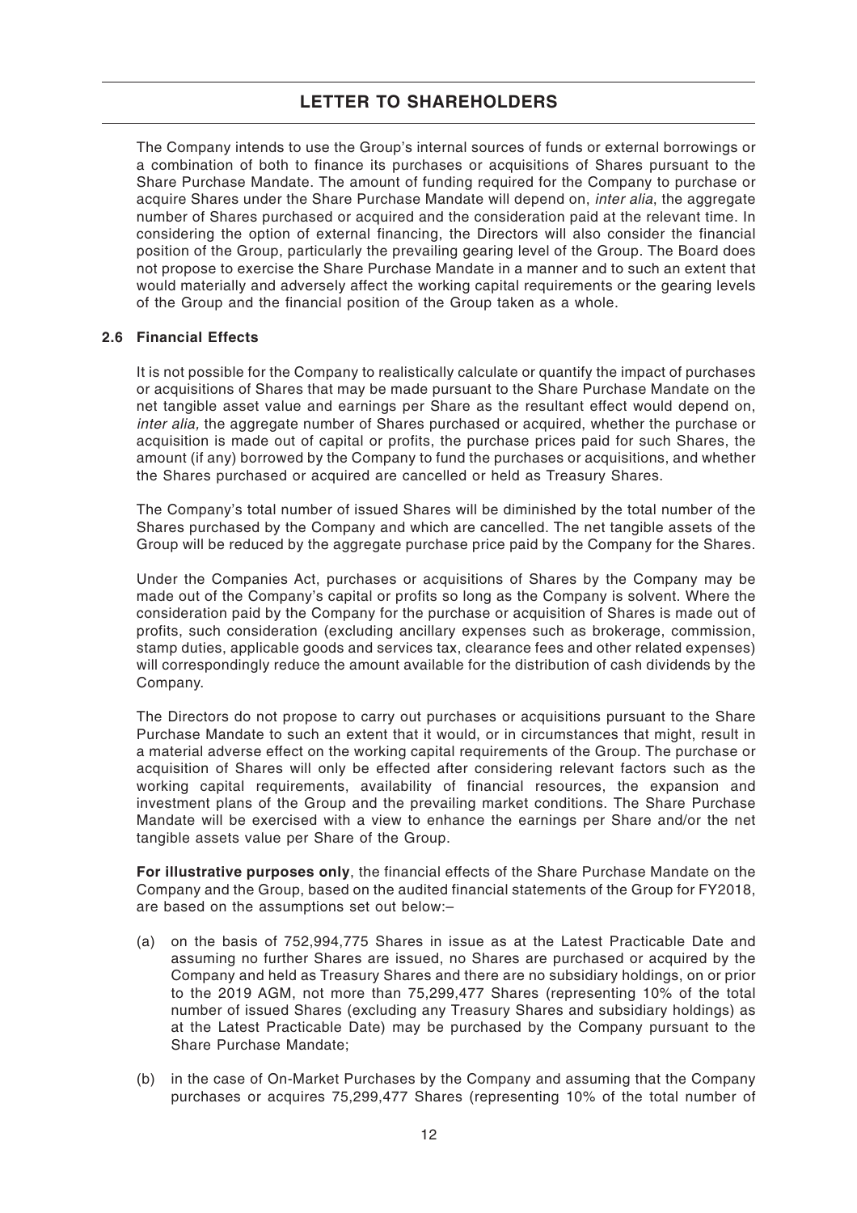The Company intends to use the Group's internal sources of funds or external borrowings or a combination of both to finance its purchases or acquisitions of Shares pursuant to the Share Purchase Mandate. The amount of funding required for the Company to purchase or acquire Shares under the Share Purchase Mandate will depend on, *inter alia*, the aggregate number of Shares purchased or acquired and the consideration paid at the relevant time. In considering the option of external financing, the Directors will also consider the financial position of the Group, particularly the prevailing gearing level of the Group. The Board does not propose to exercise the Share Purchase Mandate in a manner and to such an extent that would materially and adversely affect the working capital requirements or the gearing levels of the Group and the financial position of the Group taken as a whole.

### 2.6 Financial Effects

It is not possible for the Company to realistically calculate or quantify the impact of purchases or acquisitions of Shares that may be made pursuant to the Share Purchase Mandate on the net tangible asset value and earnings per Share as the resultant effect would depend on, *inter alia,* the aggregate number of Shares purchased or acquired, whether the purchase or acquisition is made out of capital or profits, the purchase prices paid for such Shares, the amount (if any) borrowed by the Company to fund the purchases or acquisitions, and whether the Shares purchased or acquired are cancelled or held as Treasury Shares.

The Company's total number of issued Shares will be diminished by the total number of the Shares purchased by the Company and which are cancelled. The net tangible assets of the Group will be reduced by the aggregate purchase price paid by the Company for the Shares.

Under the Companies Act, purchases or acquisitions of Shares by the Company may be made out of the Company's capital or profits so long as the Company is solvent. Where the consideration paid by the Company for the purchase or acquisition of Shares is made out of profits, such consideration (excluding ancillary expenses such as brokerage, commission, stamp duties, applicable goods and services tax, clearance fees and other related expenses) will correspondingly reduce the amount available for the distribution of cash dividends by the Company.

The Directors do not propose to carry out purchases or acquisitions pursuant to the Share Purchase Mandate to such an extent that it would, or in circumstances that might, result in a material adverse effect on the working capital requirements of the Group. The purchase or acquisition of Shares will only be effected after considering relevant factors such as the working capital requirements, availability of financial resources, the expansion and investment plans of the Group and the prevailing market conditions. The Share Purchase Mandate will be exercised with a view to enhance the earnings per Share and/or the net tangible assets value per Share of the Group.

**For illustrative purposes only**, the financial effects of the Share Purchase Mandate on the Company and the Group, based on the audited financial statements of the Group for FY2018, are based on the assumptions set out below:–

(a) on the basis of 752,994,775 Shares in issue as at the Latest Practicable Date and assuming no further Shares are issued, no Shares are purchased or acquired by the Company and held as Treasury Shares and there are no subsidiary holdings, on or prior to the 2019 AGM, not more than 75,299,477 Shares (representing 10% of the total number of issued Shares (excluding any Treasury Shares and subsidiary holdings) as at the Latest Practicable Date) may be purchased by the Company pursuant to the Share Purchase Mandate;

(b) in the case of On-Market Purchases by the Company and assuming that the Company purchases or acquires 75,299,477 Shares (representing 10% of the total number of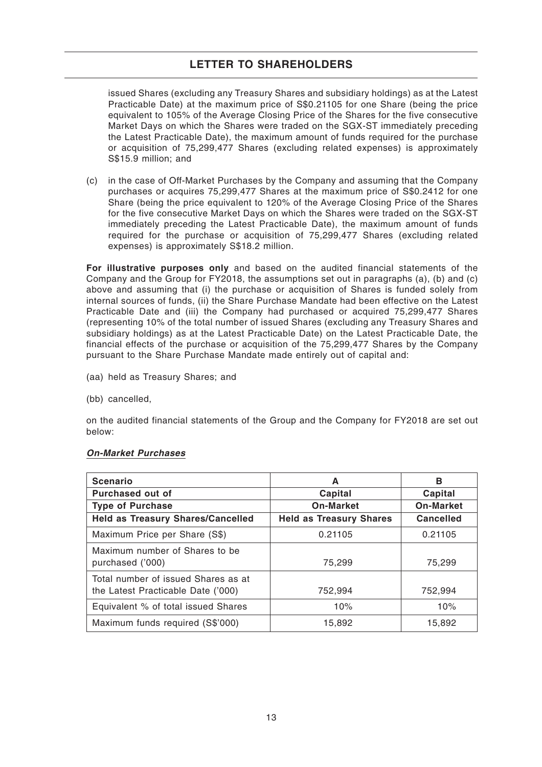issued Shares (excluding any Treasury Shares and subsidiary holdings) as at the Latest Practicable Date) at the maximum price of S$0.21105 for one Share (being the price equivalent to 105% of the Average Closing Price of the Shares for the five consecutive Market Days on which the Shares were traded on the SGX-ST immediately preceding the Latest Practicable Date), the maximum amount of funds required for the purchase or acquisition of 75,299,477 Shares (excluding related expenses) is approximately S$15.9 million; and

(c) in the case of Off-Market Purchases by the Company and assuming that the Company purchases or acquires 75,299,477 Shares at the maximum price of S$0.2412 for one Share (being the price equivalent to 120% of the Average Closing Price of the Shares for the five consecutive Market Days on which the Shares were traded on the SGX-ST immediately preceding the Latest Practicable Date), the maximum amount of funds required for the purchase or acquisition of 75,299,477 Shares (excluding related expenses) is approximately S$18.2 million.

**For illustrative purposes only** and based on the audited financial statements of the Company and the Group for FY2018, the assumptions set out in paragraphs (a), (b) and (c) above and assuming that (i) the purchase or acquisition of Shares is funded solely from internal sources of funds, (ii) the Share Purchase Mandate had been effective on the Latest Practicable Date and (iii) the Company had purchased or acquired 75,299,477 Shares (representing 10% of the total number of issued Shares (excluding any Treasury Shares and subsidiary holdings) as at the Latest Practicable Date) on the Latest Practicable Date, the financial effects of the purchase or acquisition of the 75,299,477 Shares by the Company pursuant to the Share Purchase Mandate made entirely out of capital and:

(aa) held as Treasury Shares; and

(bb) cancelled,

on the audited financial statements of the Group and the Company for FY2018 are set out below:

***On-Market Purchases***

| **Scenario** | **A** | **B** |
|---|---|---|
| **Purchased out of** | **Capital** | **Capital** |
| **Type of Purchase** | **On-Market** | **On-Market** |
| **Held as Treasury Shares/Cancelled** | **Held as Treasury Shares** | **Cancelled** |
| Maximum Price per Share (S$) | 0.21105 | 0.21105 |
| Maximum number of Shares to be purchased ('000) | 75,299 | 75,299 |
| Total number of issued Shares as at the Latest Practicable Date ('000) | 752,994 | 752,994 |
| Equivalent % of total issued Shares | 10% | 10% |
| Maximum funds required (S$'000) | 15,892 | 15,892 |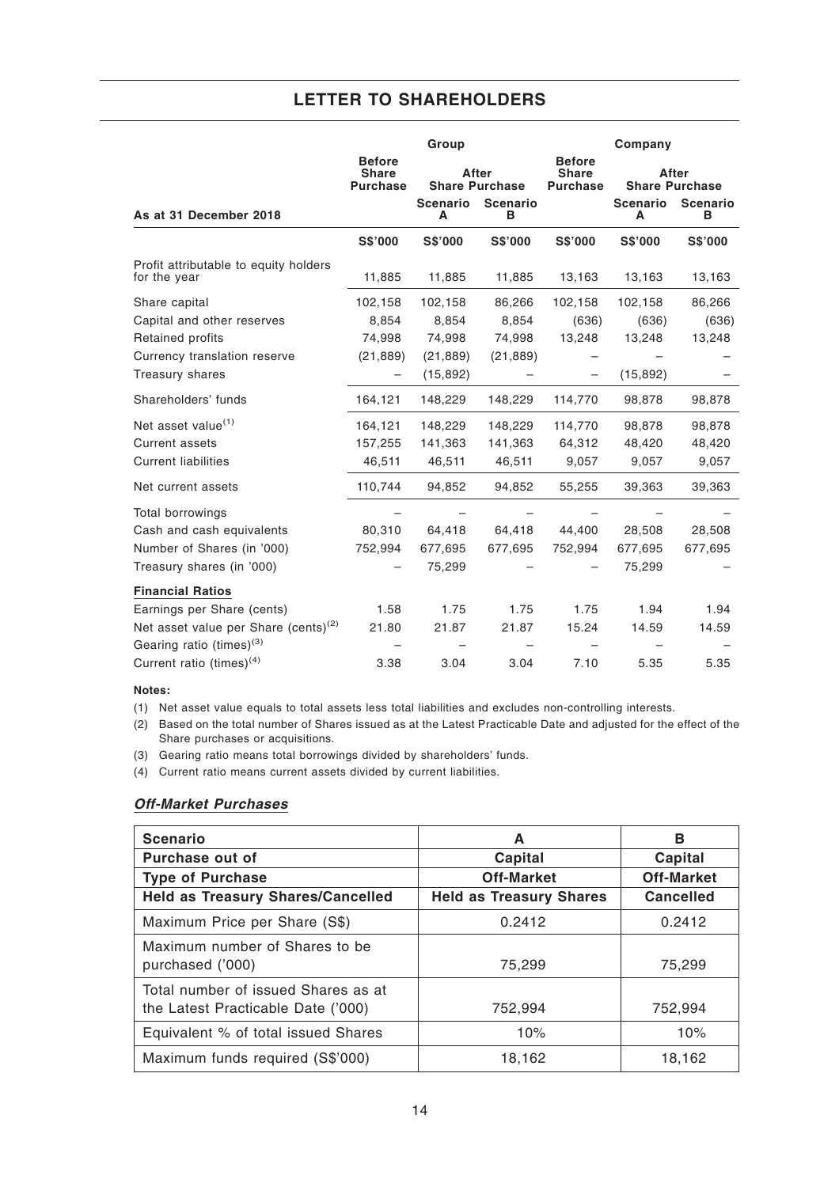## LETTER TO SHAREHOLDERS

| As at 31 December 2018 | Group | | | Company | | |
|---|---|---|---|---|---|---|
| | Before Share Purchase | After Share Purchase | | Before Share Purchase | After Share Purchase | |
| | | Scenario A | Scenario B | | Scenario A | Scenario B |
| | S$'000 | S$'000 | S$'000 | S$'000 | S$'000 | S$'000 |
| Profit attributable to equity holders for the year | 11,885 | 11,885 | 11,885 | 13,163 | 13,163 | 13,163 |
| Share capital | 102,158 | 102,158 | 86,266 | 102,158 | 102,158 | 86,266 |
| Capital and other reserves | 8,854 | 8,854 | 8,854 | (636) | (636) | (636) |
| Retained profits | 74,998 | 74,998 | 74,998 | 13,248 | 13,248 | 13,248 |
| Currency translation reserve | (21,889) | (21,889) | (21,889) | – | – | – |
| Treasury shares | – | (15,892) | – | – | (15,892) | – |
| Shareholders' funds | 164,121 | 148,229 | 148,229 | 114,770 | 98,878 | 98,878 |
| Net asset value[(1)] | 164,121 | 148,229 | 148,229 | 114,770 | 98,878 | 98,878 |
| Current assets | 157,255 | 141,363 | 141,363 | 64,312 | 48,420 | 48,420 |
| Current liabilities | 46,511 | 46,511 | 46,511 | 9,057 | 9,057 | 9,057 |
| Net current assets | 110,744 | 94,852 | 94,852 | 55,255 | 39,363 | 39,363 |
| Total borrowings | – | – | – | – | – | – |
| Cash and cash equivalents | 80,310 | 64,418 | 64,418 | 44,400 | 28,508 | 28,508 |
| Number of Shares (in '000) | 752,994 | 677,695 | 677,695 | 752,994 | 677,695 | 677,695 |
| Treasury shares (in '000) | – | 75,299 | – | – | 75,299 | – |
| **Financial Ratios** | | | | | | |
| Earnings per Share (cents) | 1.58 | 1.75 | 1.75 | 1.75 | 1.94 | 1.94 |
| Net asset value per Share (cents)[(2)] | 21.80 | 21.87 | 21.87 | 15.24 | 14.59 | 14.59 |
| Gearing ratio (times)[(3)] | – | – | – | – | – | – |
| Current ratio (times)[(4)] | 3.38 | 3.04 | 3.04 | 7.10 | 5.35 | 5.35 |

**Notes:**

(1) Net asset value equals to total assets less total liabilities and excludes non-controlling interests.

(2) Based on the total number of Shares issued as at the Latest Practicable Date and adjusted for the effect of the Share purchases or acquisitions.

(3) Gearing ratio means total borrowings divided by shareholders' funds.

(4) Current ratio means current assets divided by current liabilities.

### ***Off-Market Purchases***

| Scenario | A | B |
|---|---|---|
| **Purchase out of** | **Capital** | **Capital** |
| **Type of Purchase** | **Off-Market** | **Off-Market** |
| **Held as Treasury Shares/Cancelled** | **Held as Treasury Shares** | **Cancelled** |
| Maximum Price per Share (S$) | 0.2412 | 0.2412 |
| Maximum number of Shares to be purchased ('000) | 75,299 | 75,299 |
| Total number of issued Shares as at the Latest Practicable Date ('000) | 752,994 | 752,994 |
| Equivalent % of total issued Shares | 10% | 10% |
| Maximum funds required (S$'000) | 18,162 | 18,162 |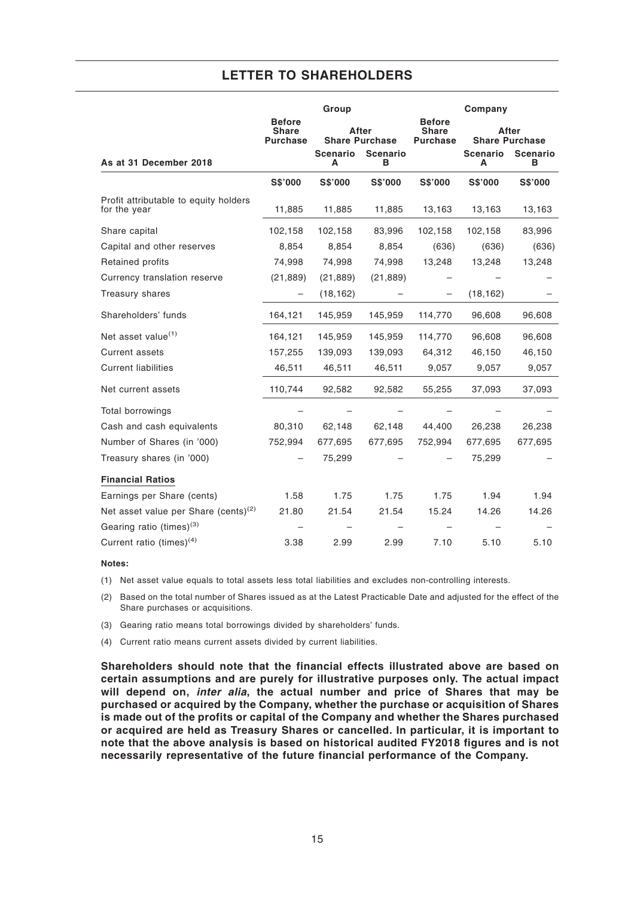## LETTER TO SHAREHOLDERS

| As at 31 December 2018 | Group | | | Company | | |
|---|---|---|---|---|---|---|
| | Before Share Purchase | After Share Purchase | | Before Share Purchase | After Share Purchase | |
| | | Scenario A | Scenario B | | Scenario A | Scenario B |
| | S$'000 | S$'000 | S$'000 | S$'000 | S$'000 | S$'000 |
| Profit attributable to equity holders for the year | 11,885 | 11,885 | 11,885 | 13,163 | 13,163 | 13,163 |
| Share capital | 102,158 | 102,158 | 83,996 | 102,158 | 102,158 | 83,996 |
| Capital and other reserves | 8,854 | 8,854 | 8,854 | (636) | (636) | (636) |
| Retained profits | 74,998 | 74,998 | 74,998 | 13,248 | 13,248 | 13,248 |
| Currency translation reserve | (21,889) | (21,889) | (21,889) | – | – | – |
| Treasury shares | – | (18,162) | – | – | (18,162) | – |
| Shareholders' funds | 164,121 | 145,959 | 145,959 | 114,770 | 96,608 | 96,608 |
| Net asset value[(1)] | 164,121 | 145,959 | 145,959 | 114,770 | 96,608 | 96,608 |
| Current assets | 157,255 | 139,093 | 139,093 | 64,312 | 46,150 | 46,150 |
| Current liabilities | 46,511 | 46,511 | 46,511 | 9,057 | 9,057 | 9,057 |
| Net current assets | 110,744 | 92,582 | 92,582 | 55,255 | 37,093 | 37,093 |
| Total borrowings | – | – | – | – | – | – |
| Cash and cash equivalents | 80,310 | 62,148 | 62,148 | 44,400 | 26,238 | 26,238 |
| Number of Shares (in '000) | 752,994 | 677,695 | 677,695 | 752,994 | 677,695 | 677,695 |
| Treasury shares (in '000) | – | 75,299 | – | – | 75,299 | – |
| **Financial Ratios** | | | | | | |
| Earnings per Share (cents) | 1.58 | 1.75 | 1.75 | 1.75 | 1.94 | 1.94 |
| Net asset value per Share (cents)[(2)] | 21.80 | 21.54 | 21.54 | 15.24 | 14.26 | 14.26 |
| Gearing ratio (times)[(3)] | – | – | – | – | – | – |
| Current ratio (times)[(4)] | 3.38 | 2.99 | 2.99 | 7.10 | 5.10 | 5.10 |

**Notes:**

(1) Net asset value equals to total assets less total liabilities and excludes non-controlling interests.

(2) Based on the total number of Shares issued as at the Latest Practicable Date and adjusted for the effect of the Share purchases or acquisitions.

(3) Gearing ratio means total borrowings divided by shareholders' funds.

(4) Current ratio means current assets divided by current liabilities.

**Shareholders should note that the financial effects illustrated above are based on certain assumptions and are purely for illustrative purposes only. The actual impact will depend on, *inter alia*, the actual number and price of Shares that may be purchased or acquired by the Company, whether the purchase or acquisition of Shares is made out of the profits or capital of the Company and whether the Shares purchased or acquired are held as Treasury Shares or cancelled. In particular, it is important to note that the above analysis is based on historical audited FY2018 figures and is not necessarily representative of the future financial performance of the Company.**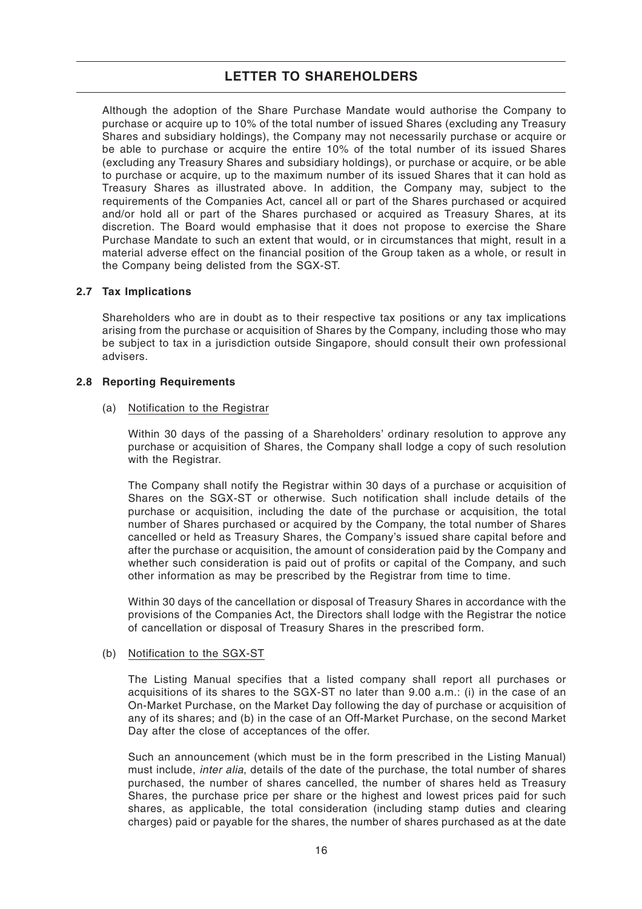Although the adoption of the Share Purchase Mandate would authorise the Company to purchase or acquire up to 10% of the total number of issued Shares (excluding any Treasury Shares and subsidiary holdings), the Company may not necessarily purchase or acquire or be able to purchase or acquire the entire 10% of the total number of its issued Shares (excluding any Treasury Shares and subsidiary holdings), or purchase or acquire, or be able to purchase or acquire, up to the maximum number of its issued Shares that it can hold as Treasury Shares as illustrated above. In addition, the Company may, subject to the requirements of the Companies Act, cancel all or part of the Shares purchased or acquired and/or hold all or part of the Shares purchased or acquired as Treasury Shares, at its discretion. The Board would emphasise that it does not propose to exercise the Share Purchase Mandate to such an extent that would, or in circumstances that might, result in a material adverse effect on the financial position of the Group taken as a whole, or result in the Company being delisted from the SGX-ST.

### 2.7 Tax Implications

Shareholders who are in doubt as to their respective tax positions or any tax implications arising from the purchase or acquisition of Shares by the Company, including those who may be subject to tax in a jurisdiction outside Singapore, should consult their own professional advisers.

### 2.8 Reporting Requirements

(a) Notification to the Registrar

Within 30 days of the passing of a Shareholders' ordinary resolution to approve any purchase or acquisition of Shares, the Company shall lodge a copy of such resolution with the Registrar.

The Company shall notify the Registrar within 30 days of a purchase or acquisition of Shares on the SGX-ST or otherwise. Such notification shall include details of the purchase or acquisition, including the date of the purchase or acquisition, the total number of Shares purchased or acquired by the Company, the total number of Shares cancelled or held as Treasury Shares, the Company's issued share capital before and after the purchase or acquisition, the amount of consideration paid by the Company and whether such consideration is paid out of profits or capital of the Company, and such other information as may be prescribed by the Registrar from time to time.

Within 30 days of the cancellation or disposal of Treasury Shares in accordance with the provisions of the Companies Act, the Directors shall lodge with the Registrar the notice of cancellation or disposal of Treasury Shares in the prescribed form.

(b) Notification to the SGX-ST

The Listing Manual specifies that a listed company shall report all purchases or acquisitions of its shares to the SGX-ST no later than 9.00 a.m.: (i) in the case of an On-Market Purchase, on the Market Day following the day of purchase or acquisition of any of its shares; and (b) in the case of an Off-Market Purchase, on the second Market Day after the close of acceptances of the offer.

Such an announcement (which must be in the form prescribed in the Listing Manual) must include, *inter alia*, details of the date of the purchase, the total number of shares purchased, the number of shares cancelled, the number of shares held as Treasury Shares, the purchase price per share or the highest and lowest prices paid for such shares, as applicable, the total consideration (including stamp duties and clearing charges) paid or payable for the shares, the number of shares purchased as at the date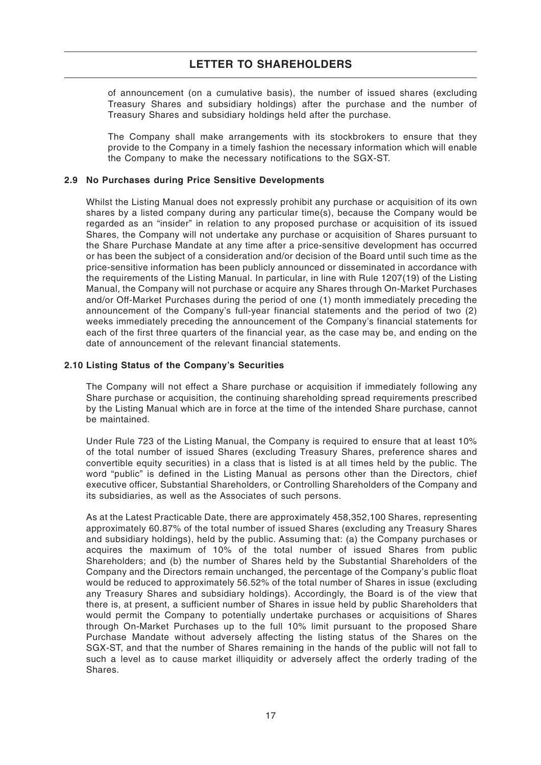of announcement (on a cumulative basis), the number of issued shares (excluding Treasury Shares and subsidiary holdings) after the purchase and the number of Treasury Shares and subsidiary holdings held after the purchase.

The Company shall make arrangements with its stockbrokers to ensure that they provide to the Company in a timely fashion the necessary information which will enable the Company to make the necessary notifications to the SGX-ST.

### 2.9 No Purchases during Price Sensitive Developments

Whilst the Listing Manual does not expressly prohibit any purchase or acquisition of its own shares by a listed company during any particular time(s), because the Company would be regarded as an "insider" in relation to any proposed purchase or acquisition of its issued Shares, the Company will not undertake any purchase or acquisition of Shares pursuant to the Share Purchase Mandate at any time after a price-sensitive development has occurred or has been the subject of a consideration and/or decision of the Board until such time as the price-sensitive information has been publicly announced or disseminated in accordance with the requirements of the Listing Manual. In particular, in line with Rule 1207(19) of the Listing Manual, the Company will not purchase or acquire any Shares through On-Market Purchases and/or Off-Market Purchases during the period of one (1) month immediately preceding the announcement of the Company's full-year financial statements and the period of two (2) weeks immediately preceding the announcement of the Company's financial statements for each of the first three quarters of the financial year, as the case may be, and ending on the date of announcement of the relevant financial statements.

### 2.10 Listing Status of the Company's Securities

The Company will not effect a Share purchase or acquisition if immediately following any Share purchase or acquisition, the continuing shareholding spread requirements prescribed by the Listing Manual which are in force at the time of the intended Share purchase, cannot be maintained.

Under Rule 723 of the Listing Manual, the Company is required to ensure that at least 10% of the total number of issued Shares (excluding Treasury Shares, preference shares and convertible equity securities) in a class that is listed is at all times held by the public. The word "public" is defined in the Listing Manual as persons other than the Directors, chief executive officer, Substantial Shareholders, or Controlling Shareholders of the Company and its subsidiaries, as well as the Associates of such persons.

As at the Latest Practicable Date, there are approximately 458,352,100 Shares, representing approximately 60.87% of the total number of issued Shares (excluding any Treasury Shares and subsidiary holdings), held by the public. Assuming that: (a) the Company purchases or acquires the maximum of 10% of the total number of issued Shares from public Shareholders; and (b) the number of Shares held by the Substantial Shareholders of the Company and the Directors remain unchanged, the percentage of the Company's public float would be reduced to approximately 56.52% of the total number of Shares in issue (excluding any Treasury Shares and subsidiary holdings). Accordingly, the Board is of the view that there is, at present, a sufficient number of Shares in issue held by public Shareholders that would permit the Company to potentially undertake purchases or acquisitions of Shares through On-Market Purchases up to the full 10% limit pursuant to the proposed Share Purchase Mandate without adversely affecting the listing status of the Shares on the SGX-ST, and that the number of Shares remaining in the hands of the public will not fall to such a level as to cause market illiquidity or adversely affect the orderly trading of the Shares.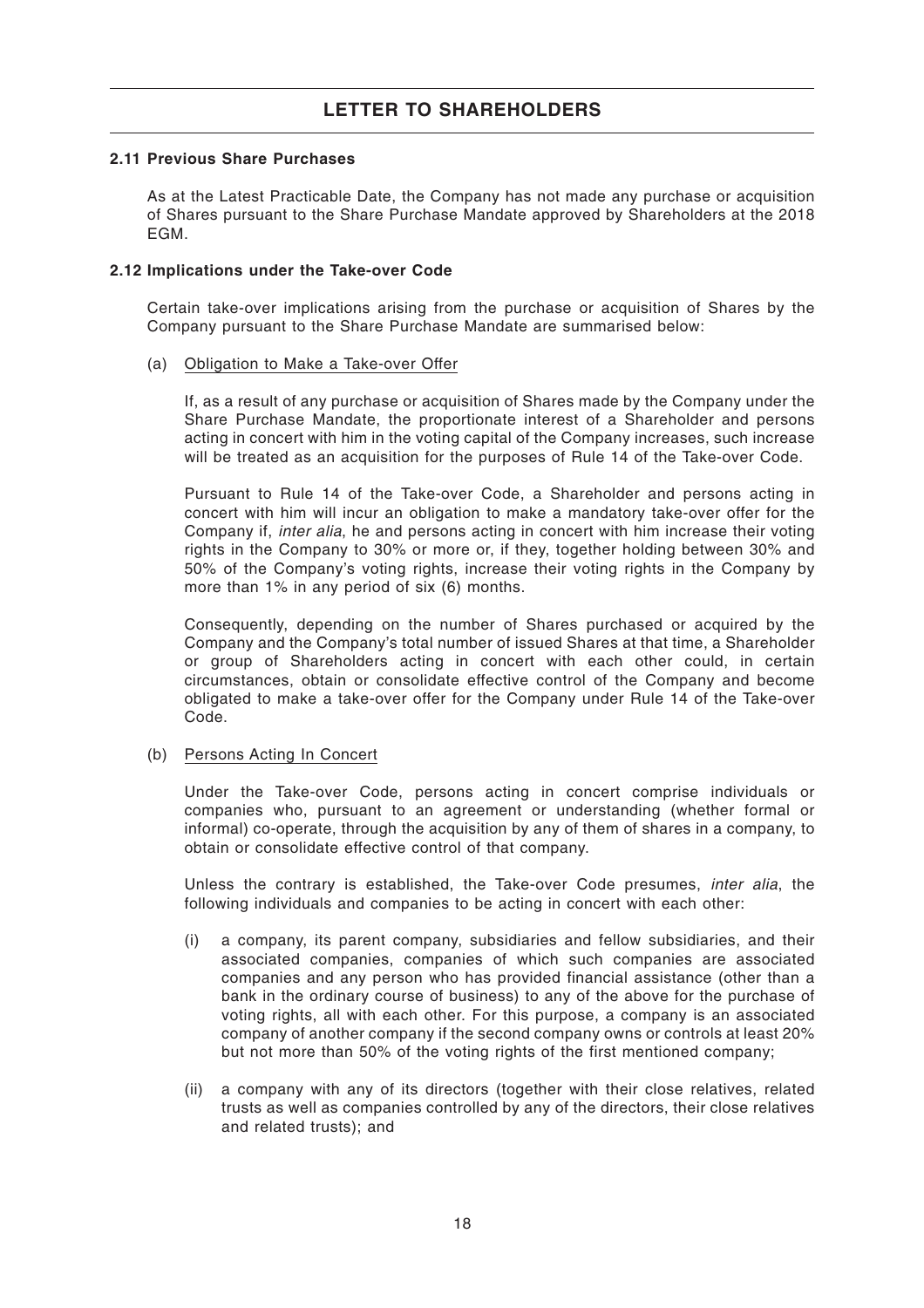### 2.11 Previous Share Purchases

As at the Latest Practicable Date, the Company has not made any purchase or acquisition of Shares pursuant to the Share Purchase Mandate approved by Shareholders at the 2018 EGM.

### 2.12 Implications under the Take-over Code

Certain take-over implications arising from the purchase or acquisition of Shares by the Company pursuant to the Share Purchase Mandate are summarised below:

(a) Obligation to Make a Take-over Offer

If, as a result of any purchase or acquisition of Shares made by the Company under the Share Purchase Mandate, the proportionate interest of a Shareholder and persons acting in concert with him in the voting capital of the Company increases, such increase will be treated as an acquisition for the purposes of Rule 14 of the Take-over Code.

Pursuant to Rule 14 of the Take-over Code, a Shareholder and persons acting in concert with him will incur an obligation to make a mandatory take-over offer for the Company if, *inter alia*, he and persons acting in concert with him increase their voting rights in the Company to 30% or more or, if they, together holding between 30% and 50% of the Company's voting rights, increase their voting rights in the Company by more than 1% in any period of six (6) months.

Consequently, depending on the number of Shares purchased or acquired by the Company and the Company's total number of issued Shares at that time, a Shareholder or group of Shareholders acting in concert with each other could, in certain circumstances, obtain or consolidate effective control of the Company and become obligated to make a take-over offer for the Company under Rule 14 of the Take-over Code.

(b) Persons Acting In Concert

Under the Take-over Code, persons acting in concert comprise individuals or companies who, pursuant to an agreement or understanding (whether formal or informal) co-operate, through the acquisition by any of them of shares in a company, to obtain or consolidate effective control of that company.

Unless the contrary is established, the Take-over Code presumes, *inter alia*, the following individuals and companies to be acting in concert with each other:

(i) a company, its parent company, subsidiaries and fellow subsidiaries, and their associated companies, companies of which such companies are associated companies and any person who has provided financial assistance (other than a bank in the ordinary course of business) to any of the above for the purchase of voting rights, all with each other. For this purpose, a company is an associated company of another company if the second company owns or controls at least 20% but not more than 50% of the voting rights of the first mentioned company;

(ii) a company with any of its directors (together with their close relatives, related trusts as well as companies controlled by any of the directors, their close relatives and related trusts); and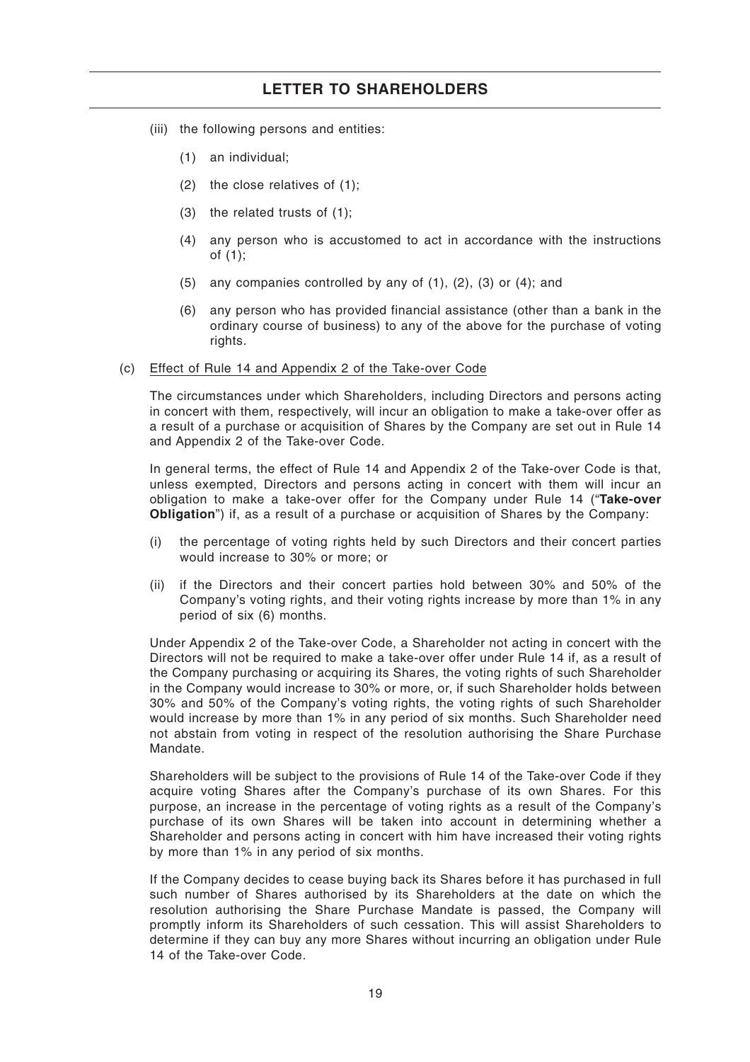(iii) the following persons and entities:

(1) an individual;

(2) the close relatives of (1);

(3) the related trusts of (1);

(4) any person who is accustomed to act in accordance with the instructions of (1);

(5) any companies controlled by any of (1), (2), (3) or (4); and

(6) any person who has provided financial assistance (other than a bank in the ordinary course of business) to any of the above for the purchase of voting rights.

(c) Effect of Rule 14 and Appendix 2 of the Take-over Code

The circumstances under which Shareholders, including Directors and persons acting in concert with them, respectively, will incur an obligation to make a take-over offer as a result of a purchase or acquisition of Shares by the Company are set out in Rule 14 and Appendix 2 of the Take-over Code.

In general terms, the effect of Rule 14 and Appendix 2 of the Take-over Code is that, unless exempted, Directors and persons acting in concert with them will incur an obligation to make a take-over offer for the Company under Rule 14 ("**Take-over Obligation**") if, as a result of a purchase or acquisition of Shares by the Company:

(i) the percentage of voting rights held by such Directors and their concert parties would increase to 30% or more; or

(ii) if the Directors and their concert parties hold between 30% and 50% of the Company's voting rights, and their voting rights increase by more than 1% in any period of six (6) months.

Under Appendix 2 of the Take-over Code, a Shareholder not acting in concert with the Directors will not be required to make a take-over offer under Rule 14 if, as a result of the Company purchasing or acquiring its Shares, the voting rights of such Shareholder in the Company would increase to 30% or more, or, if such Shareholder holds between 30% and 50% of the Company's voting rights, the voting rights of such Shareholder would increase by more than 1% in any period of six months. Such Shareholder need not abstain from voting in respect of the resolution authorising the Share Purchase Mandate.

Shareholders will be subject to the provisions of Rule 14 of the Take-over Code if they acquire voting Shares after the Company's purchase of its own Shares. For this purpose, an increase in the percentage of voting rights as a result of the Company's purchase of its own Shares will be taken into account in determining whether a Shareholder and persons acting in concert with him have increased their voting rights by more than 1% in any period of six months.

If the Company decides to cease buying back its Shares before it has purchased in full such number of Shares authorised by its Shareholders at the date on which the resolution authorising the Share Purchase Mandate is passed, the Company will promptly inform its Shareholders of such cessation. This will assist Shareholders to determine if they can buy any more Shares without incurring an obligation under Rule 14 of the Take-over Code.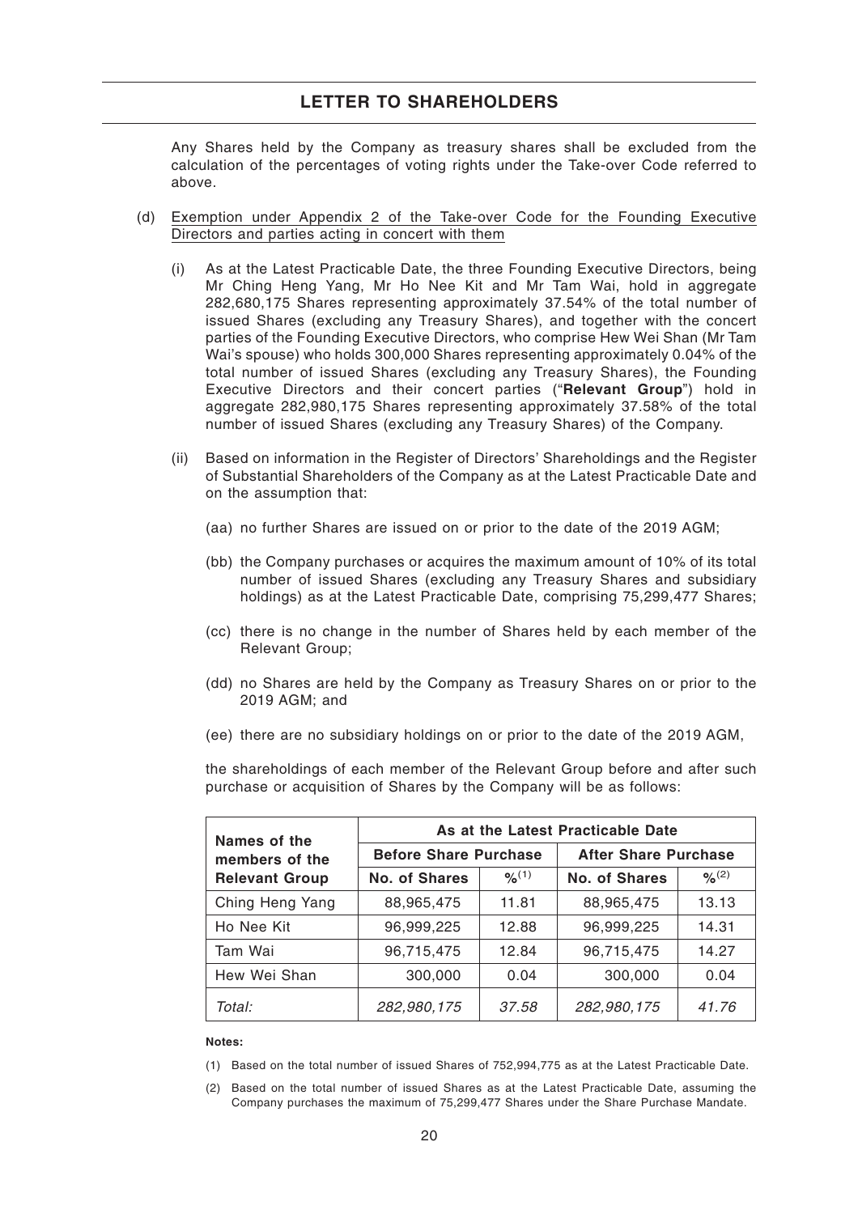# LETTER TO SHAREHOLDERS

Any Shares held by the Company as treasury shares shall be excluded from the calculation of the percentages of voting rights under the Take-over Code referred to above.

(d) Exemption under Appendix 2 of the Take-over Code for the Founding Executive Directors and parties acting in concert with them

(i) As at the Latest Practicable Date, the three Founding Executive Directors, being Mr Ching Heng Yang, Mr Ho Nee Kit and Mr Tam Wai, hold in aggregate 282,680,175 Shares representing approximately 37.54% of the total number of issued Shares (excluding any Treasury Shares), and together with the concert parties of the Founding Executive Directors, who comprise Hew Wei Shan (Mr Tam Wai's spouse) who holds 300,000 Shares representing approximately 0.04% of the total number of issued Shares (excluding any Treasury Shares), the Founding Executive Directors and their concert parties ("**Relevant Group**") hold in aggregate 282,980,175 Shares representing approximately 37.58% of the total number of issued Shares (excluding any Treasury Shares) of the Company.

(ii) Based on information in the Register of Directors' Shareholdings and the Register of Substantial Shareholders of the Company as at the Latest Practicable Date and on the assumption that:

(aa) no further Shares are issued on or prior to the date of the 2019 AGM;

(bb) the Company purchases or acquires the maximum amount of 10% of its total number of issued Shares (excluding any Treasury Shares and subsidiary holdings) as at the Latest Practicable Date, comprising 75,299,477 Shares;

(cc) there is no change in the number of Shares held by each member of the Relevant Group;

(dd) no Shares are held by the Company as Treasury Shares on or prior to the 2019 AGM; and

(ee) there are no subsidiary holdings on or prior to the date of the 2019 AGM,

the shareholdings of each member of the Relevant Group before and after such purchase or acquisition of Shares by the Company will be as follows:

| Names of the members of the Relevant Group | As at the Latest Practicable Date | | | |
|---|---|---|---|---|
| | Before Share Purchase | | After Share Purchase | |
| | No. of Shares | %(1) | No. of Shares | %(2) |
| Ching Heng Yang | 88,965,475 | 11.81 | 88,965,475 | 13.13 |
| Ho Nee Kit | 96,999,225 | 12.88 | 96,999,225 | 14.31 |
| Tam Wai | 96,715,475 | 12.84 | 96,715,475 | 14.27 |
| Hew Wei Shan | 300,000 | 0.04 | 300,000 | 0.04 |
| *Total:* | *282,980,175* | *37.58* | *282,980,175* | *41.76* |

**Notes:**

(1) Based on the total number of issued Shares of 752,994,775 as at the Latest Practicable Date.

(2) Based on the total number of issued Shares as at the Latest Practicable Date, assuming the Company purchases the maximum of 75,299,477 Shares under the Share Purchase Mandate.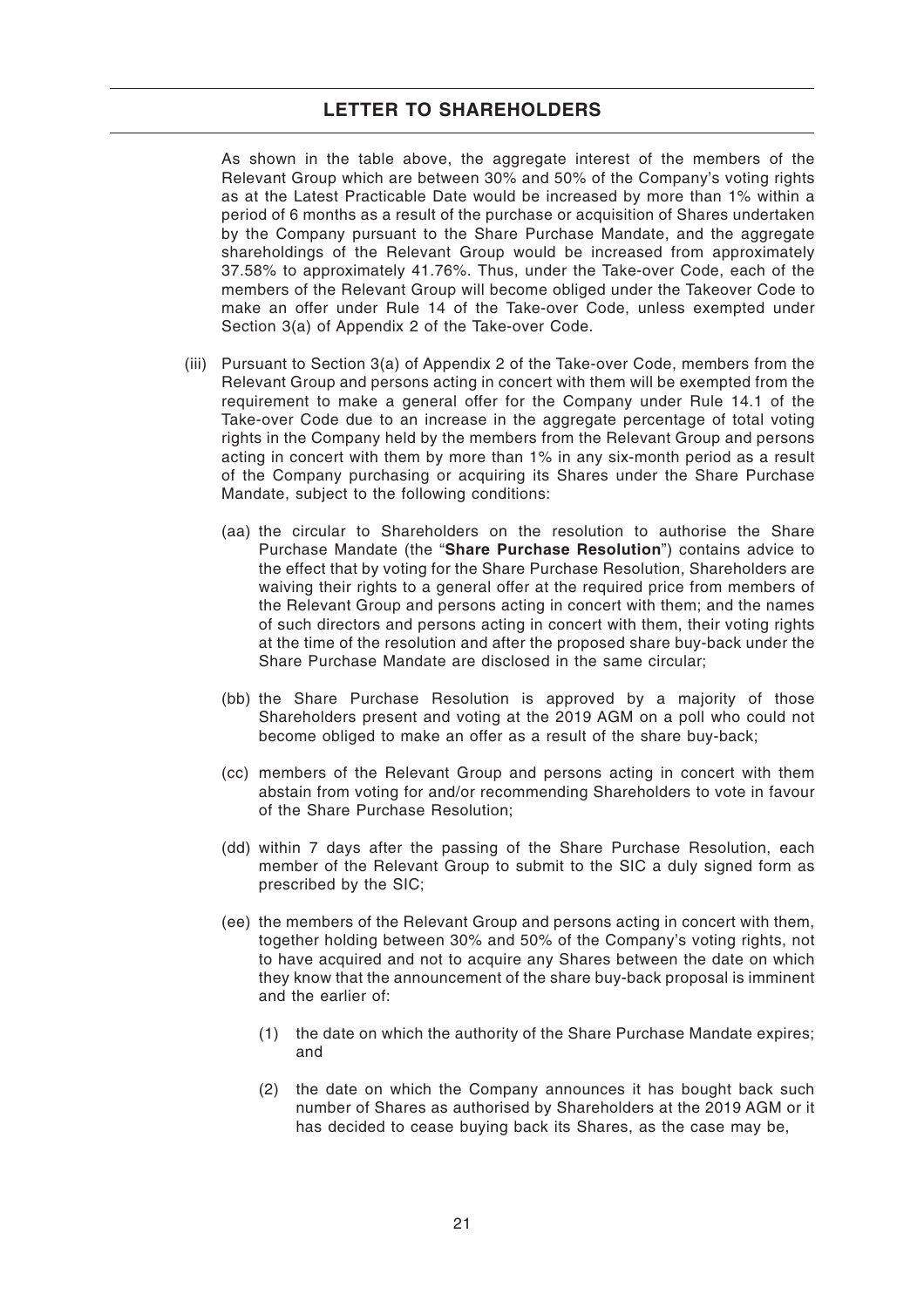As shown in the table above, the aggregate interest of the members of the Relevant Group which are between 30% and 50% of the Company's voting rights as at the Latest Practicable Date would be increased by more than 1% within a period of 6 months as a result of the purchase or acquisition of Shares undertaken by the Company pursuant to the Share Purchase Mandate, and the aggregate shareholdings of the Relevant Group would be increased from approximately 37.58% to approximately 41.76%. Thus, under the Take-over Code, each of the members of the Relevant Group will become obliged under the Takeover Code to make an offer under Rule 14 of the Take-over Code, unless exempted under Section 3(a) of Appendix 2 of the Take-over Code.

(iii) Pursuant to Section 3(a) of Appendix 2 of the Take-over Code, members from the Relevant Group and persons acting in concert with them will be exempted from the requirement to make a general offer for the Company under Rule 14.1 of the Take-over Code due to an increase in the aggregate percentage of total voting rights in the Company held by the members from the Relevant Group and persons acting in concert with them by more than 1% in any six-month period as a result of the Company purchasing or acquiring its Shares under the Share Purchase Mandate, subject to the following conditions:

(aa) the circular to Shareholders on the resolution to authorise the Share Purchase Mandate (the "**Share Purchase Resolution**") contains advice to the effect that by voting for the Share Purchase Resolution, Shareholders are waiving their rights to a general offer at the required price from members of the Relevant Group and persons acting in concert with them; and the names of such directors and persons acting in concert with them, their voting rights at the time of the resolution and after the proposed share buy-back under the Share Purchase Mandate are disclosed in the same circular;

(bb) the Share Purchase Resolution is approved by a majority of those Shareholders present and voting at the 2019 AGM on a poll who could not become obliged to make an offer as a result of the share buy-back;

(cc) members of the Relevant Group and persons acting in concert with them abstain from voting for and/or recommending Shareholders to vote in favour of the Share Purchase Resolution;

(dd) within 7 days after the passing of the Share Purchase Resolution, each member of the Relevant Group to submit to the SIC a duly signed form as prescribed by the SIC;

(ee) the members of the Relevant Group and persons acting in concert with them, together holding between 30% and 50% of the Company's voting rights, not to have acquired and not to acquire any Shares between the date on which they know that the announcement of the share buy-back proposal is imminent and the earlier of:

(1) the date on which the authority of the Share Purchase Mandate expires; and

(2) the date on which the Company announces it has bought back such number of Shares as authorised by Shareholders at the 2019 AGM or it has decided to cease buying back its Shares, as the case may be,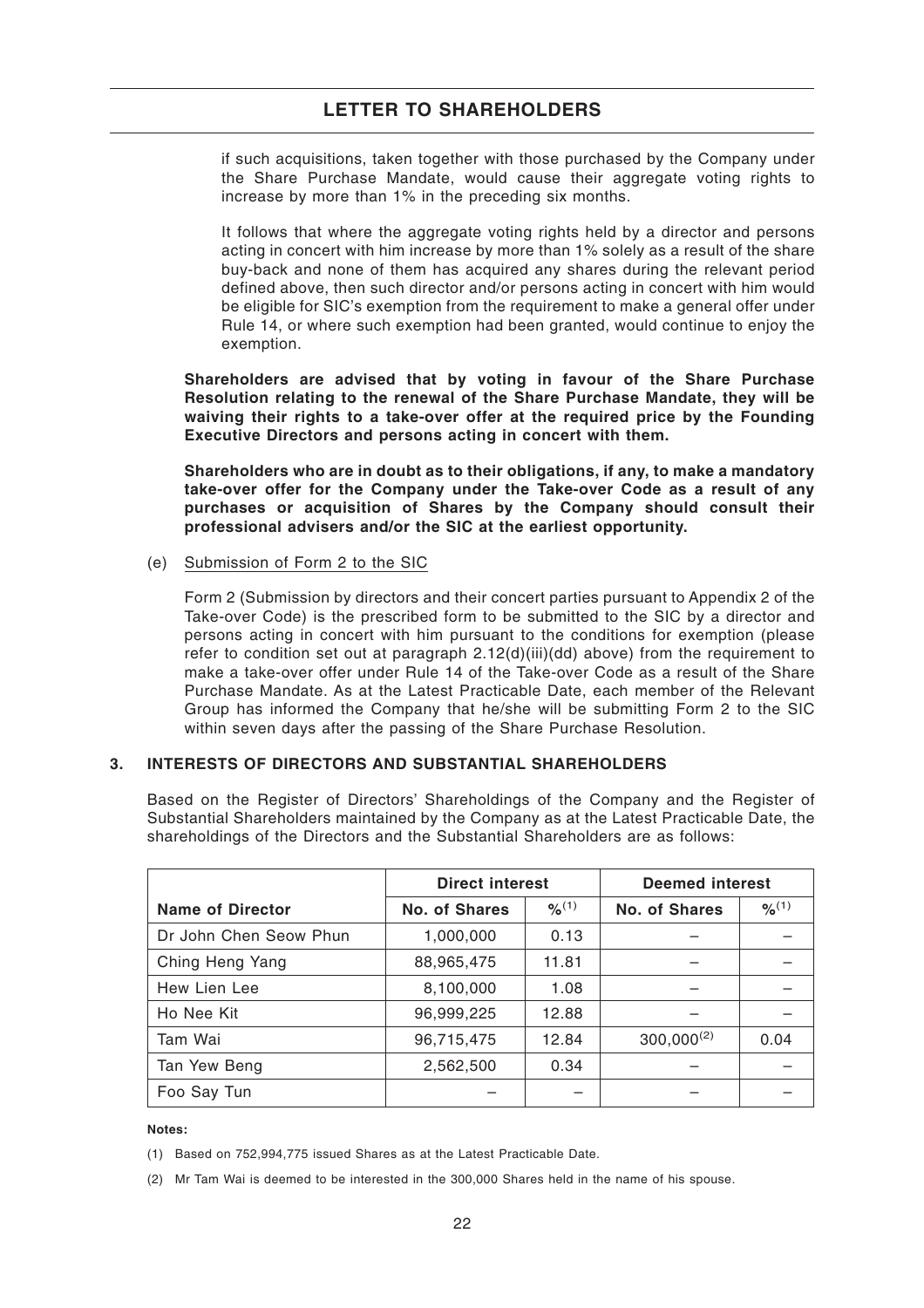if such acquisitions, taken together with those purchased by the Company under the Share Purchase Mandate, would cause their aggregate voting rights to increase by more than 1% in the preceding six months.

It follows that where the aggregate voting rights held by a director and persons acting in concert with him increase by more than 1% solely as a result of the share buy-back and none of them has acquired any shares during the relevant period defined above, then such director and/or persons acting in concert with him would be eligible for SIC's exemption from the requirement to make a general offer under Rule 14, or where such exemption had been granted, would continue to enjoy the exemption.

**Shareholders are advised that by voting in favour of the Share Purchase Resolution relating to the renewal of the Share Purchase Mandate, they will be waiving their rights to a take-over offer at the required price by the Founding Executive Directors and persons acting in concert with them.**

**Shareholders who are in doubt as to their obligations, if any, to make a mandatory take-over offer for the Company under the Take-over Code as a result of any purchases or acquisition of Shares by the Company should consult their professional advisers and/or the SIC at the earliest opportunity.**

(e) Submission of Form 2 to the SIC

Form 2 (Submission by directors and their concert parties pursuant to Appendix 2 of the Take-over Code) is the prescribed form to be submitted to the SIC by a director and persons acting in concert with him pursuant to the conditions for exemption (please refer to condition set out at paragraph 2.12(d)(iii)(dd) above) from the requirement to make a take-over offer under Rule 14 of the Take-over Code as a result of the Share Purchase Mandate. As at the Latest Practicable Date, each member of the Relevant Group has informed the Company that he/she will be submitting Form 2 to the SIC within seven days after the passing of the Share Purchase Resolution.

## 3. INTERESTS OF DIRECTORS AND SUBSTANTIAL SHAREHOLDERS

Based on the Register of Directors' Shareholdings of the Company and the Register of Substantial Shareholders maintained by the Company as at the Latest Practicable Date, the shareholdings of the Directors and the Substantial Shareholders are as follows:

| | Direct interest | | Deemed interest | |
|---|---|---|---|---|
| **Name of Director** | **No. of Shares** | **%(1)** | **No. of Shares** | **%(1)** |
| Dr John Chen Seow Phun | 1,000,000 | 0.13 | – | – |
| Ching Heng Yang | 88,965,475 | 11.81 | – | – |
| Hew Lien Lee | 8,100,000 | 1.08 | – | – |
| Ho Nee Kit | 96,999,225 | 12.88 | – | – |
| Tam Wai | 96,715,475 | 12.84 | 300,000(2) | 0.04 |
| Tan Yew Beng | 2,562,500 | 0.34 | – | – |
| Foo Say Tun | – | – | – | – |

**Notes:**

(1) Based on 752,994,775 issued Shares as at the Latest Practicable Date.

(2) Mr Tam Wai is deemed to be interested in the 300,000 Shares held in the name of his spouse.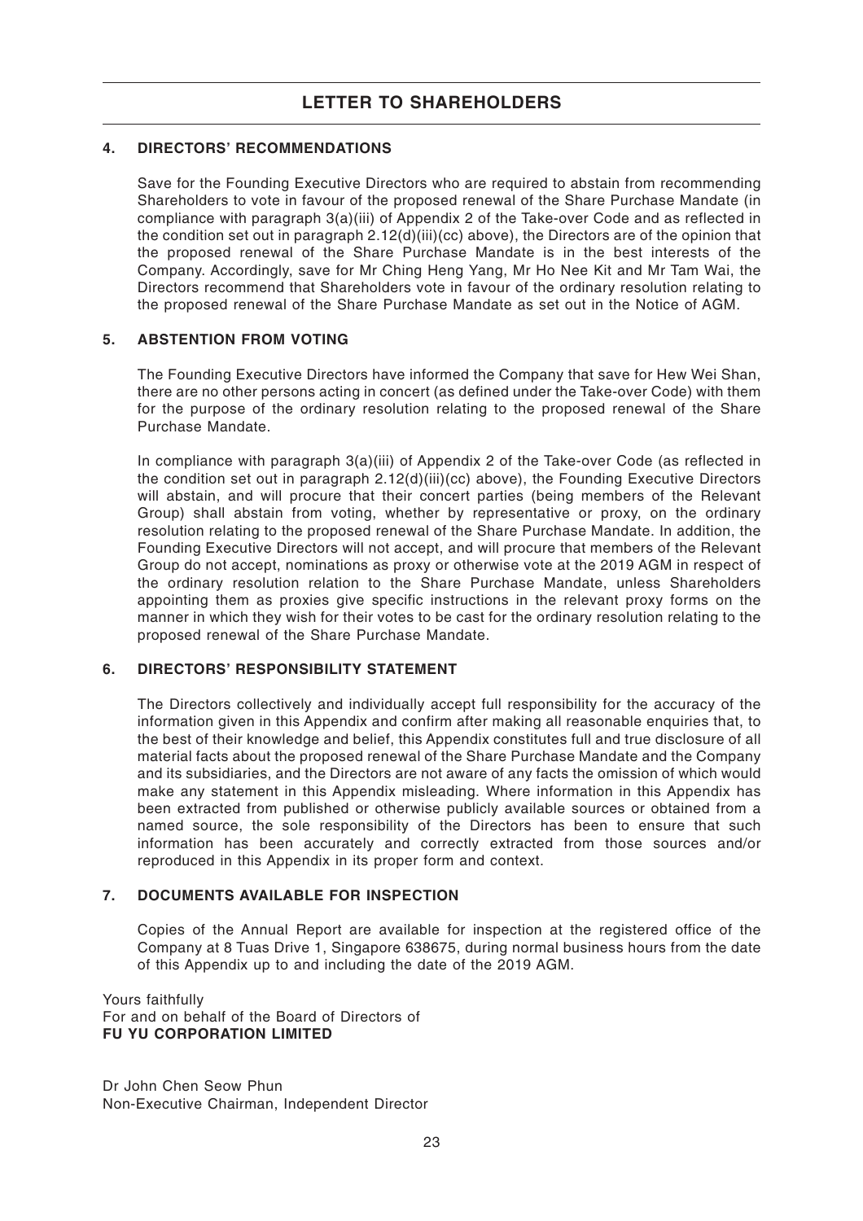## LETTER TO SHAREHOLDERS

### 4. DIRECTORS' RECOMMENDATIONS

Save for the Founding Executive Directors who are required to abstain from recommending Shareholders to vote in favour of the proposed renewal of the Share Purchase Mandate (in compliance with paragraph 3(a)(iii) of Appendix 2 of the Take-over Code and as reflected in the condition set out in paragraph 2.12(d)(iii)(cc) above), the Directors are of the opinion that the proposed renewal of the Share Purchase Mandate is in the best interests of the Company. Accordingly, save for Mr Ching Heng Yang, Mr Ho Nee Kit and Mr Tam Wai, the Directors recommend that Shareholders vote in favour of the ordinary resolution relating to the proposed renewal of the Share Purchase Mandate as set out in the Notice of AGM.

### 5. ABSTENTION FROM VOTING

The Founding Executive Directors have informed the Company that save for Hew Wei Shan, there are no other persons acting in concert (as defined under the Take-over Code) with them for the purpose of the ordinary resolution relating to the proposed renewal of the Share Purchase Mandate.

In compliance with paragraph 3(a)(iii) of Appendix 2 of the Take-over Code (as reflected in the condition set out in paragraph 2.12(d)(iii)(cc) above), the Founding Executive Directors will abstain, and will procure that their concert parties (being members of the Relevant Group) shall abstain from voting, whether by representative or proxy, on the ordinary resolution relating to the proposed renewal of the Share Purchase Mandate. In addition, the Founding Executive Directors will not accept, and will procure that members of the Relevant Group do not accept, nominations as proxy or otherwise vote at the 2019 AGM in respect of the ordinary resolution relation to the Share Purchase Mandate, unless Shareholders appointing them as proxies give specific instructions in the relevant proxy forms on the manner in which they wish for their votes to be cast for the ordinary resolution relating to the proposed renewal of the Share Purchase Mandate.

### 6. DIRECTORS' RESPONSIBILITY STATEMENT

The Directors collectively and individually accept full responsibility for the accuracy of the information given in this Appendix and confirm after making all reasonable enquiries that, to the best of their knowledge and belief, this Appendix constitutes full and true disclosure of all material facts about the proposed renewal of the Share Purchase Mandate and the Company and its subsidiaries, and the Directors are not aware of any facts the omission of which would make any statement in this Appendix misleading. Where information in this Appendix has been extracted from published or otherwise publicly available sources or obtained from a named source, the sole responsibility of the Directors has been to ensure that such information has been accurately and correctly extracted from those sources and/or reproduced in this Appendix in its proper form and context.

### 7. DOCUMENTS AVAILABLE FOR INSPECTION

Copies of the Annual Report are available for inspection at the registered office of the Company at 8 Tuas Drive 1, Singapore 638675, during normal business hours from the date of this Appendix up to and including the date of the 2019 AGM.

Yours faithfully
For and on behalf of the Board of Directors of
**FU YU CORPORATION LIMITED**

Dr John Chen Seow Phun
Non-Executive Chairman, Independent Director